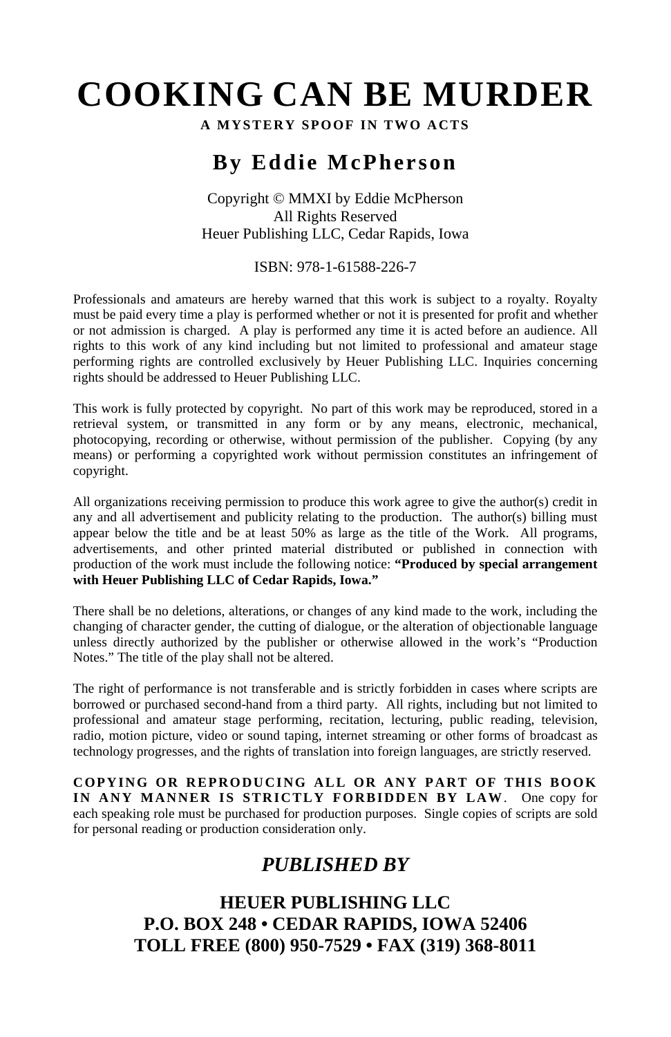# COOKING CAN BE MURDER

**A MYSTERY SPOOF IN TWO ACTS**

## By Eddie McPherson

Copyright © MMXI by Eddie McPherson
All Rights Reserved
Heuer Publishing LLC, Cedar Rapids, Iowa

ISBN: 978-1-61588-226-7

Professionals and amateurs are hereby warned that this work is subject to a royalty. Royalty must be paid every time a play is performed whether or not it is presented for profit and whether or not admission is charged. A play is performed any time it is acted before an audience. All rights to this work of any kind including but not limited to professional and amateur stage performing rights are controlled exclusively by Heuer Publishing LLC. Inquiries concerning rights should be addressed to Heuer Publishing LLC.

This work is fully protected by copyright. No part of this work may be reproduced, stored in a retrieval system, or transmitted in any form or by any means, electronic, mechanical, photocopying, recording or otherwise, without permission of the publisher. Copying (by any means) or performing a copyrighted work without permission constitutes an infringement of copyright.

All organizations receiving permission to produce this work agree to give the author(s) credit in any and all advertisement and publicity relating to the production. The author(s) billing must appear below the title and be at least 50% as large as the title of the Work. All programs, advertisements, and other printed material distributed or published in connection with production of the work must include the following notice: **"Produced by special arrangement with Heuer Publishing LLC of Cedar Rapids, Iowa."**

There shall be no deletions, alterations, or changes of any kind made to the work, including the changing of character gender, the cutting of dialogue, or the alteration of objectionable language unless directly authorized by the publisher or otherwise allowed in the work's "Production Notes." The title of the play shall not be altered.

The right of performance is not transferable and is strictly forbidden in cases where scripts are borrowed or purchased second-hand from a third party. All rights, including but not limited to professional and amateur stage performing, recitation, lecturing, public reading, television, radio, motion picture, video or sound taping, internet streaming or other forms of broadcast as technology progresses, and the rights of translation into foreign languages, are strictly reserved.

**COPYING OR REPRODUCING ALL OR ANY PART OF THIS BOOK IN ANY MANNER IS STRICTLY FORBIDDEN BY LAW**. One copy for each speaking role must be purchased for production purposes. Single copies of scripts are sold for personal reading or production consideration only.

## *PUBLISHED BY*

**HEUER PUBLISHING LLC**
**P.O. BOX 248 • CEDAR RAPIDS, IOWA 52406**
**TOLL FREE (800) 950-7529 • FAX (319) 368-8011**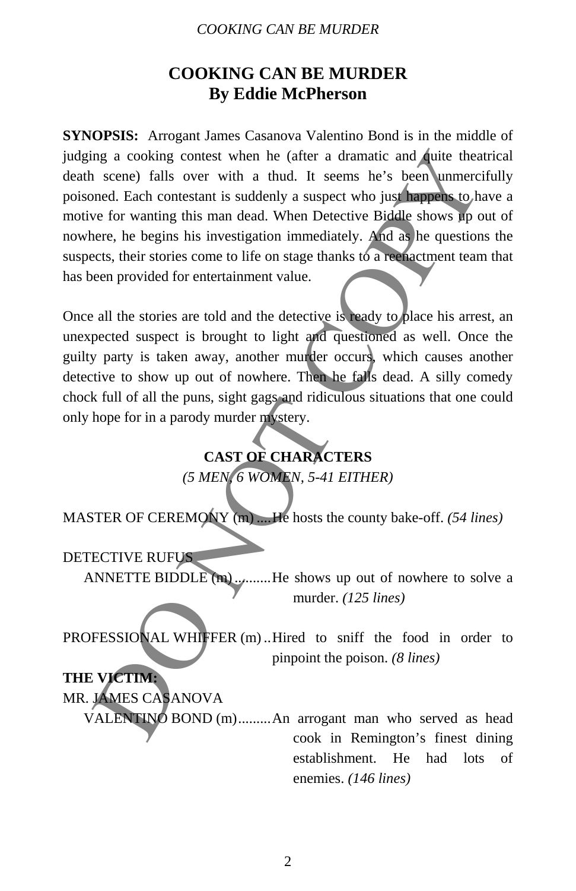# COOKING CAN BE MURDER
## By Eddie McPherson

**SYNOPSIS:** Arrogant James Casanova Valentino Bond is in the middle of judging a cooking contest when he (after a dramatic and quite theatrical death scene) falls over with a thud. It seems he's been unmercifully poisoned. Each contestant is suddenly a suspect who just happens to have a motive for wanting this man dead. When Detective Biddle shows up out of nowhere, he begins his investigation immediately. And as he questions the suspects, their stories come to life on stage thanks to a reenactment team that has been provided for entertainment value.

Once all the stories are told and the detective is ready to place his arrest, an unexpected suspect is brought to light and questioned as well. Once the guilty party is taken away, another murder occurs, which causes another detective to show up out of nowhere. Then he falls dead. A silly comedy chock full of all the puns, sight gags and ridiculous situations that one could only hope for in a parody murder mystery.

### CAST OF CHARACTERS
*(5 MEN, 6 WOMEN, 5-41 EITHER)*

MASTER OF CEREMONY (m)....He hosts the county bake-off. *(54 lines)*

DETECTIVE RUFUS ANNETTE BIDDLE (m).........He shows up out of nowhere to solve a murder. *(125 lines)*

PROFESSIONAL WHIFFER (m)..Hired to sniff the food in order to pinpoint the poison. *(8 lines)*

**THE VICTIM:**

MR. JAMES CASANOVA VALENTINO BOND (m).........An arrogant man who served as head cook in Remington's finest dining establishment. He had lots of enemies. *(146 lines)*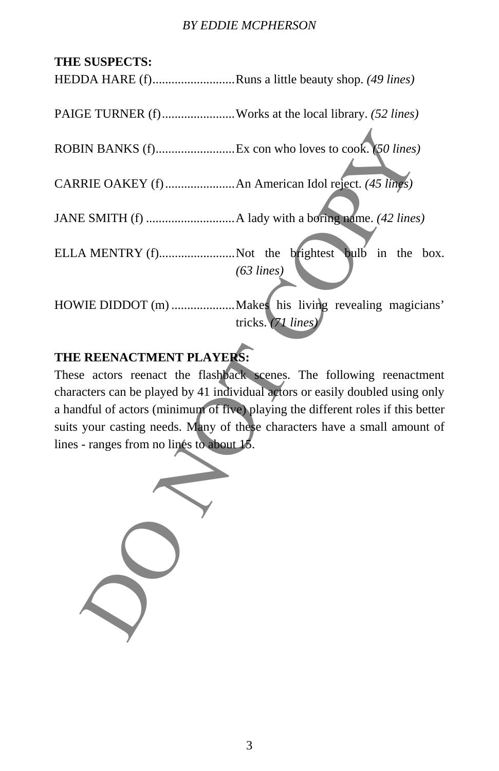**THE SUSPECTS:**

HEDDA HARE (f)..........................Runs a little beauty shop. *(49 lines)*

PAIGE TURNER (f).......................Works at the local library. *(52 lines)*

ROBIN BANKS (f).........................Ex con who loves to cook. *(50 lines)*

CARRIE OAKEY (f)......................An American Idol reject. *(45 lines)*

JANE SMITH (f) ............................A lady with a boring name. *(42 lines)*

ELLA MENTRY (f)........................Not the brightest bulb in the box. *(63 lines)*

HOWIE DIDDOT (m) ....................Makes his living revealing magicians' tricks. *(71 lines)*

**THE REENACTMENT PLAYERS:**

These actors reenact the flashback scenes. The following reenactment characters can be played by 41 individual actors or easily doubled using only a handful of actors (minimum of five) playing the different roles if this better suits your casting needs. Many of these characters have a small amount of lines - ranges from no lines to about 15.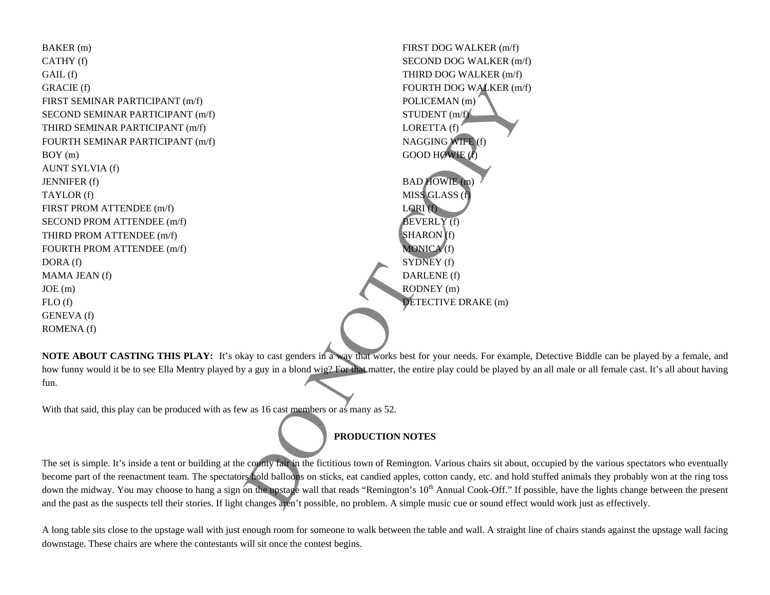BAKER (m)
CATHY (f)
GAIL (f)
GRACIE (f)
FIRST SEMINAR PARTICIPANT (m/f)
SECOND SEMINAR PARTICIPANT (m/f)
THIRD SEMINAR PARTICIPANT (m/f)
FOURTH SEMINAR PARTICIPANT (m/f)
BOY (m)
AUNT SYLVIA (f)
JENNIFER (f)
TAYLOR (f)
FIRST PROM ATTENDEE (m/f)
SECOND PROM ATTENDEE (m/f)
THIRD PROM ATTENDEE (m/f)
FOURTH PROM ATTENDEE (m/f)
DORA (f)
MAMA JEAN (f)
JOE (m)
FLO (f)
GENEVA (f)
ROMENA (f)
FIRST DOG WALKER (m/f)
SECOND DOG WALKER (m/f)
THIRD DOG WALKER (m/f)
FOURTH DOG WALKER (m/f)
POLICEMAN (m)
STUDENT (m/f)
LORETTA (f)
NAGGING WIFE (f)
GOOD HOWIE (f)

BAD HOWIE (m)
MISS GLASS (f)
LORI (f)
BEVERLY (f)
SHARON (f)
MONICA (f)
SYDNEY (f)
DARLENE (f)
RODNEY (m)
DETECTIVE DRAKE (m)

**NOTE ABOUT CASTING THIS PLAY:** It's okay to cast genders in a way that works best for your needs. For example, Detective Biddle can be played by a female, and how funny would it be to see Ella Mentry played by a guy in a blond wig? For that matter, the entire play could be played by an all male or all female cast. It's all about having fun.

With that said, this play can be produced with as few as 16 cast members or as many as 52.

**PRODUCTION NOTES**

The set is simple. It's inside a tent or building at the county fair in the fictitious town of Remington. Various chairs sit about, occupied by the various spectators who eventually become part of the reenactment team. The spectators hold balloons on sticks, eat candied apples, cotton candy, etc. and hold stuffed animals they probably won at the ring toss down the midway. You may choose to hang a sign on the upstage wall that reads "Remington's 10th Annual Cook-Off." If possible, have the lights change between the present and the past as the suspects tell their stories. If light changes aren't possible, no problem. A simple music cue or sound effect would work just as effectively.

A long table sits close to the upstage wall with just enough room for someone to walk between the table and wall. A straight line of chairs stands against the upstage wall facing downstage. These chairs are where the contestants will sit once the contest begins.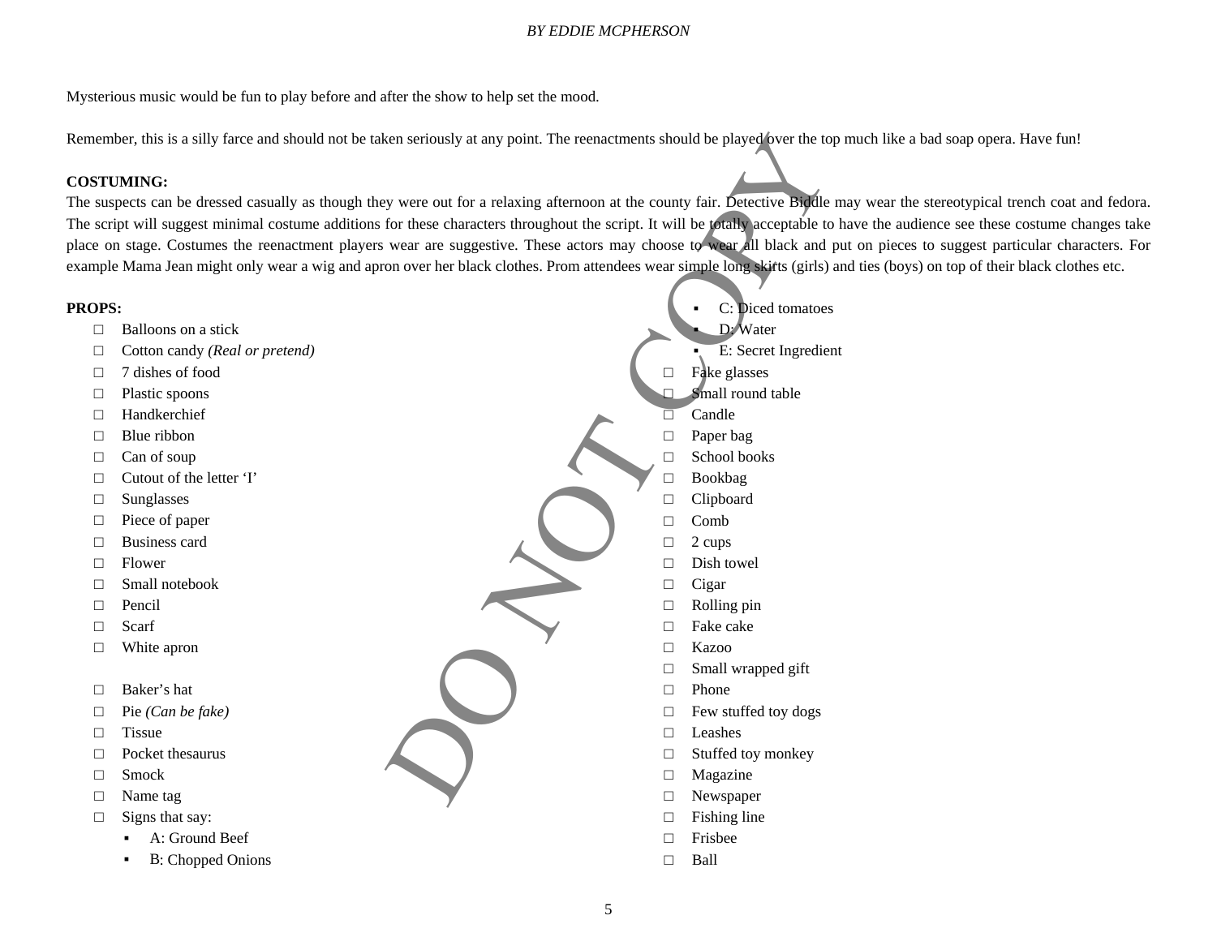Mysterious music would be fun to play before and after the show to help set the mood.

Remember, this is a silly farce and should not be taken seriously at any point. The reenactments should be played over the top much like a bad soap opera. Have fun!

**COSTUMING:**
The suspects can be dressed casually as though they were out for a relaxing afternoon at the county fair. Detective Biddle may wear the stereotypical trench coat and fedora. The script will suggest minimal costume additions for these characters throughout the script. It will be totally acceptable to have the audience see these costume changes take place on stage. Costumes the reenactment players wear are suggestive. These actors may choose to wear all black and put on pieces to suggest particular characters. For example Mama Jean might only wear a wig and apron over her black clothes. Prom attendees wear simple long skirts (girls) and ties (boys) on top of their black clothes etc.

**PROPS:**

- □ Balloons on a stick
- □ Cotton candy *(Real or pretend)*
- □ 7 dishes of food
- □ Plastic spoons
- □ Handkerchief
- □ Blue ribbon
- □ Can of soup
- □ Cutout of the letter 'I'
- □ Sunglasses
- □ Piece of paper
- □ Business card
- □ Flower
- □ Small notebook
- □ Pencil
- □ Scarf
- □ White apron

- □ Baker's hat
- □ Pie *(Can be fake)*
- □ Tissue
- □ Pocket thesaurus
- □ Smock
- □ Name tag
- □ Signs that say:
  - A: Ground Beef
  - B: Chopped Onions
  - C: Diced tomatoes
  - D: Water
  - E: Secret Ingredient
- □ Fake glasses
- □ Small round table
- □ Candle
- □ Paper bag
- □ School books
- □ Bookbag
- □ Clipboard
- □ Comb
- □ 2 cups
- □ Dish towel
- □ Cigar
- □ Rolling pin
- □ Fake cake
- □ Kazoo
- □ Small wrapped gift
- □ Phone
- □ Few stuffed toy dogs
- □ Leashes
- □ Stuffed toy monkey
- □ Magazine
- □ Newspaper
- □ Fishing line
- □ Frisbee
- □ Ball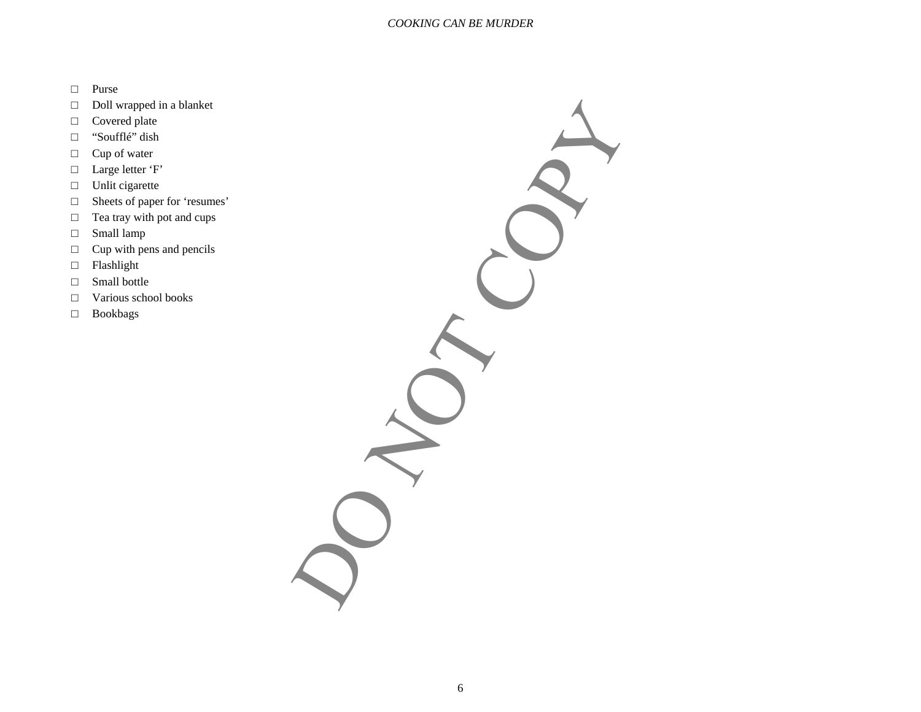- ☐ Purse
- ☐ Doll wrapped in a blanket
- ☐ Covered plate
- ☐ "Soufflé" dish
- ☐ Cup of water
- ☐ Large letter 'F'
- ☐ Unlit cigarette
- ☐ Sheets of paper for 'resumes'
- ☐ Tea tray with pot and cups
- ☐ Small lamp
- ☐ Cup with pens and pencils
- ☐ Flashlight
- ☐ Small bottle
- ☐ Various school books
- ☐ Bookbags

DO NOT COPY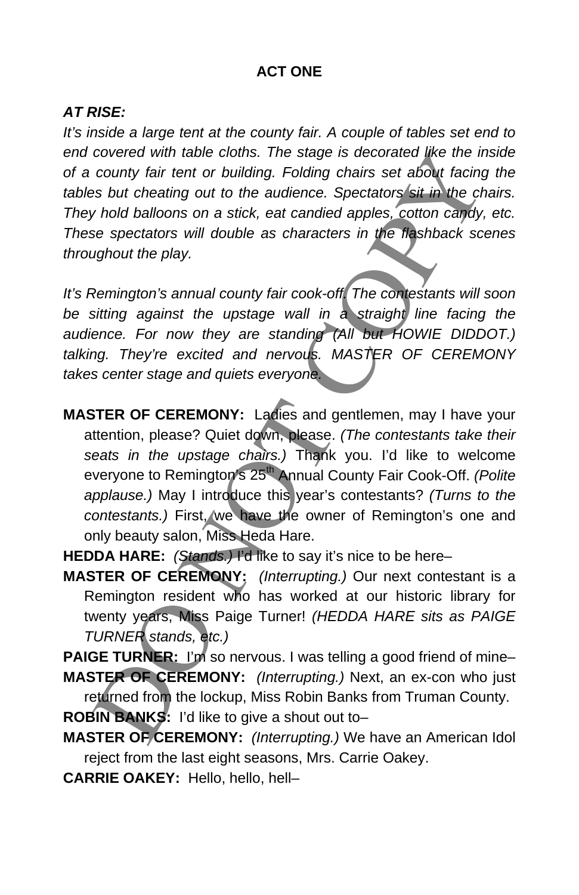## ACT ONE

***AT RISE:***

*It's inside a large tent at the county fair. A couple of tables set end to end covered with table cloths. The stage is decorated like the inside of a county fair tent or building. Folding chairs set about facing the tables but cheating out to the audience. Spectators sit in the chairs. They hold balloons on a stick, eat candied apples, cotton candy, etc. These spectators will double as characters in the flashback scenes throughout the play.*

*It's Remington's annual county fair cook-off. The contestants will soon be sitting against the upstage wall in a straight line facing the audience. For now they are standing (All but HOWIE DIDDOT.) talking. They're excited and nervous. MASTER OF CEREMONY takes center stage and quiets everyone.*

**MASTER OF CEREMONY:** Ladies and gentlemen, may I have your attention, please? Quiet down, please. *(The contestants take their seats in the upstage chairs.)* Thank you. I'd like to welcome everyone to Remington's 25th Annual County Fair Cook-Off. *(Polite applause.)* May I introduce this year's contestants? *(Turns to the contestants.)* First, we have the owner of Remington's one and only beauty salon, Miss Heda Hare.

**HEDDA HARE:** *(Stands.)* I'd like to say it's nice to be here–

**MASTER OF CEREMONY:** *(Interrupting.)* Our next contestant is a Remington resident who has worked at our historic library for twenty years, Miss Paige Turner! *(HEDDA HARE sits as PAIGE TURNER stands, etc.)*

**PAIGE TURNER:** I'm so nervous. I was telling a good friend of mine–

**MASTER OF CEREMONY:** *(Interrupting.)* Next, an ex-con who just returned from the lockup, Miss Robin Banks from Truman County.

**ROBIN BANKS:** I'd like to give a shout out to–

**MASTER OF CEREMONY:** *(Interrupting.)* We have an American Idol reject from the last eight seasons, Mrs. Carrie Oakey.

**CARRIE OAKEY:** Hello, hello, hell–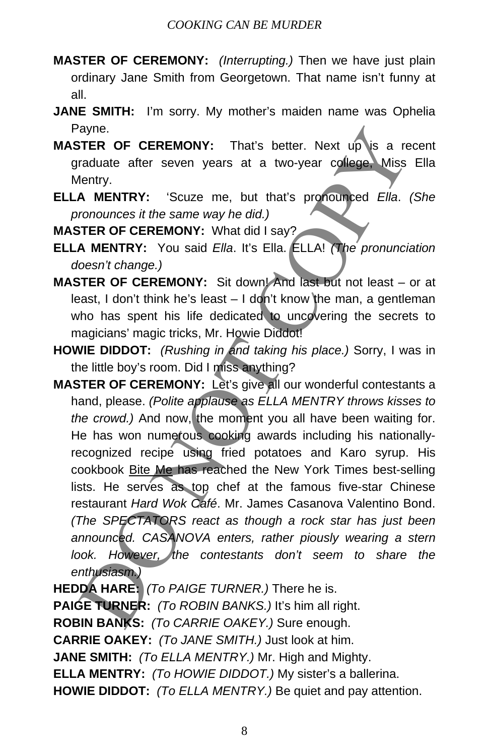**MASTER OF CEREMONY:** *(Interrupting.)* Then we have just plain ordinary Jane Smith from Georgetown. That name isn't funny at all.

**JANE SMITH:** I'm sorry. My mother's maiden name was Ophelia Payne.

**MASTER OF CEREMONY:** That's better. Next up is a recent graduate after seven years at a two-year college, Miss Ella Mentry.

**ELLA MENTRY:** 'Scuze me, but that's pronounced *Ella*. *(She pronounces it the same way he did.)*

**MASTER OF CEREMONY:** What did I say?

**ELLA MENTRY:** You said *Ella*. It's Ella. ELLA! *(The pronunciation doesn't change.)*

**MASTER OF CEREMONY:** Sit down! And last but not least – or at least, I don't think he's least – I don't know the man, a gentleman who has spent his life dedicated to uncovering the secrets to magicians' magic tricks, Mr. Howie Diddot!

**HOWIE DIDDOT:** *(Rushing in and taking his place.)* Sorry, I was in the little boy's room. Did I miss anything?

**MASTER OF CEREMONY:** Let's give all our wonderful contestants a hand, please. *(Polite applause as ELLA MENTRY throws kisses to the crowd.)* And now, the moment you all have been waiting for. He has won numerous cooking awards including his nationally-recognized recipe using fried potatoes and Karo syrup. His cookbook <u>Bite Me</u> has reached the New York Times best-selling lists. He serves as top chef at the famous five-star Chinese restaurant *Hard Wok Café*. Mr. James Casanova Valentino Bond. *(The SPECTATORS react as though a rock star has just been announced. CASANOVA enters, rather piously wearing a stern look. However, the contestants don't seem to share the enthusiasm.)*

**HEDDA HARE:** *(To PAIGE TURNER.)* There he is.

**PAIGE TURNER:** *(To ROBIN BANKS.)* It's him all right.

**ROBIN BANKS:** *(To CARRIE OAKEY.)* Sure enough.

**CARRIE OAKEY:** *(To JANE SMITH.)* Just look at him.

**JANE SMITH:** *(To ELLA MENTRY.)* Mr. High and Mighty.

**ELLA MENTRY:** *(To HOWIE DIDDOT.)* My sister's a ballerina.

**HOWIE DIDDOT:** *(To ELLA MENTRY.)* Be quiet and pay attention.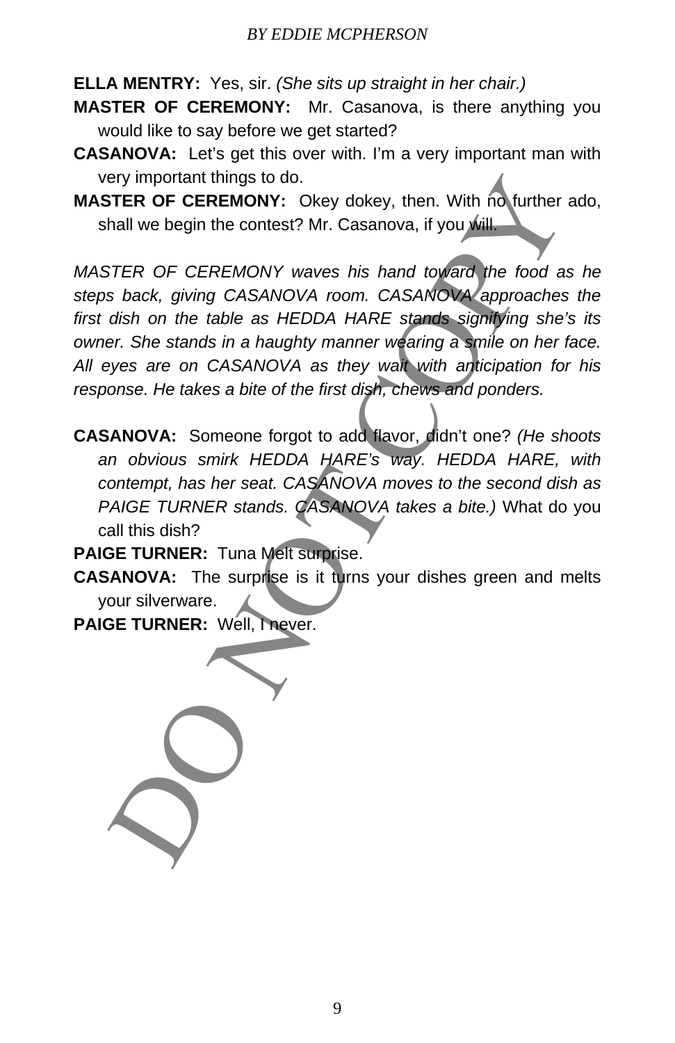**ELLA MENTRY:** Yes, sir. *(She sits up straight in her chair.)*

**MASTER OF CEREMONY:** Mr. Casanova, is there anything you would like to say before we get started?

**CASANOVA:** Let's get this over with. I'm a very important man with very important things to do.

**MASTER OF CEREMONY:** Okey dokey, then. With no further ado, shall we begin the contest? Mr. Casanova, if you will.

*MASTER OF CEREMONY waves his hand toward the food as he steps back, giving CASANOVA room. CASANOVA approaches the first dish on the table as HEDDA HARE stands signifying she's its owner. She stands in a haughty manner wearing a smile on her face. All eyes are on CASANOVA as they wait with anticipation for his response. He takes a bite of the first dish, chews and ponders.*

**CASANOVA:** Someone forgot to add flavor, didn't one? *(He shoots an obvious smirk HEDDA HARE's way. HEDDA HARE, with contempt, has her seat. CASANOVA moves to the second dish as PAIGE TURNER stands. CASANOVA takes a bite.)* What do you call this dish?

**PAIGE TURNER:** Tuna Melt surprise.

**CASANOVA:** The surprise is it turns your dishes green and melts your silverware.

**PAIGE TURNER:** Well, I never.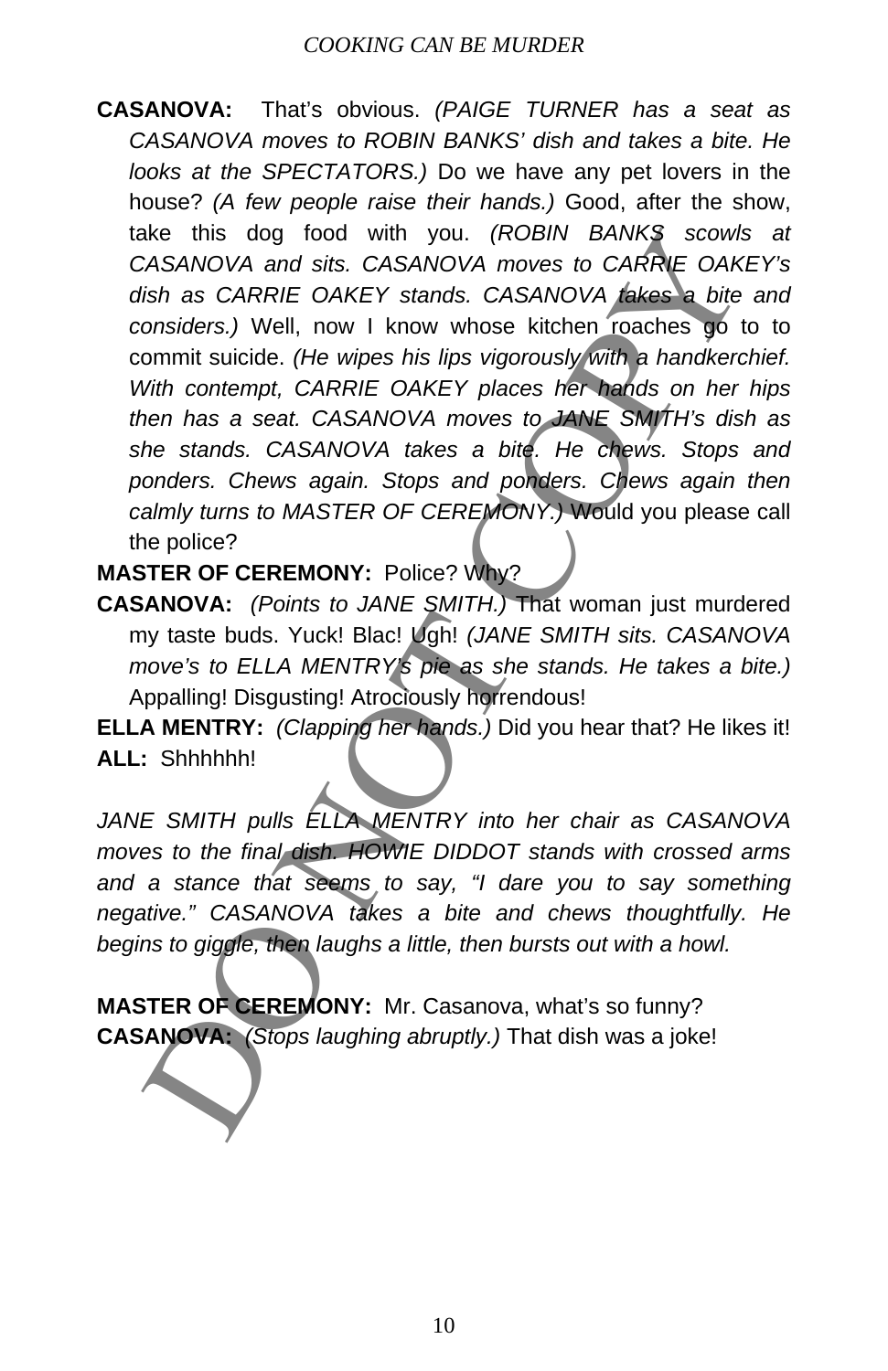**CASANOVA:** That's obvious. *(PAIGE TURNER has a seat as CASANOVA moves to ROBIN BANKS' dish and takes a bite. He looks at the SPECTATORS.)* Do we have any pet lovers in the house? *(A few people raise their hands.)* Good, after the show, take this dog food with you. *(ROBIN BANKS scowls at CASANOVA and sits. CASANOVA moves to CARRIE OAKEY's dish as CARRIE OAKEY stands. CASANOVA takes a bite and considers.)* Well, now I know whose kitchen roaches go to to commit suicide. *(He wipes his lips vigorously with a handkerchief. With contempt, CARRIE OAKEY places her hands on her hips then has a seat. CASANOVA moves to JANE SMITH's dish as she stands. CASANOVA takes a bite. He chews. Stops and ponders. Chews again. Stops and ponders. Chews again then calmly turns to MASTER OF CEREMONY.)* Would you please call the police?

**MASTER OF CEREMONY:** Police? Why?

**CASANOVA:** *(Points to JANE SMITH.)* That woman just murdered my taste buds. Yuck! Blac! Ugh! *(JANE SMITH sits. CASANOVA move's to ELLA MENTRY's pie as she stands. He takes a bite.)* Appalling! Disgusting! Atrociously horrendous!

**ELLA MENTRY:** *(Clapping her hands.)* Did you hear that? He likes it!

**ALL:** Shhhhhh!

*JANE SMITH pulls ELLA MENTRY into her chair as CASANOVA moves to the final dish. HOWIE DIDDOT stands with crossed arms and a stance that seems to say, "I dare you to say something negative." CASANOVA takes a bite and chews thoughtfully. He begins to giggle, then laughs a little, then bursts out with a howl.*

**MASTER OF CEREMONY:** Mr. Casanova, what's so funny?

**CASANOVA:** *(Stops laughing abruptly.)* That dish was a joke!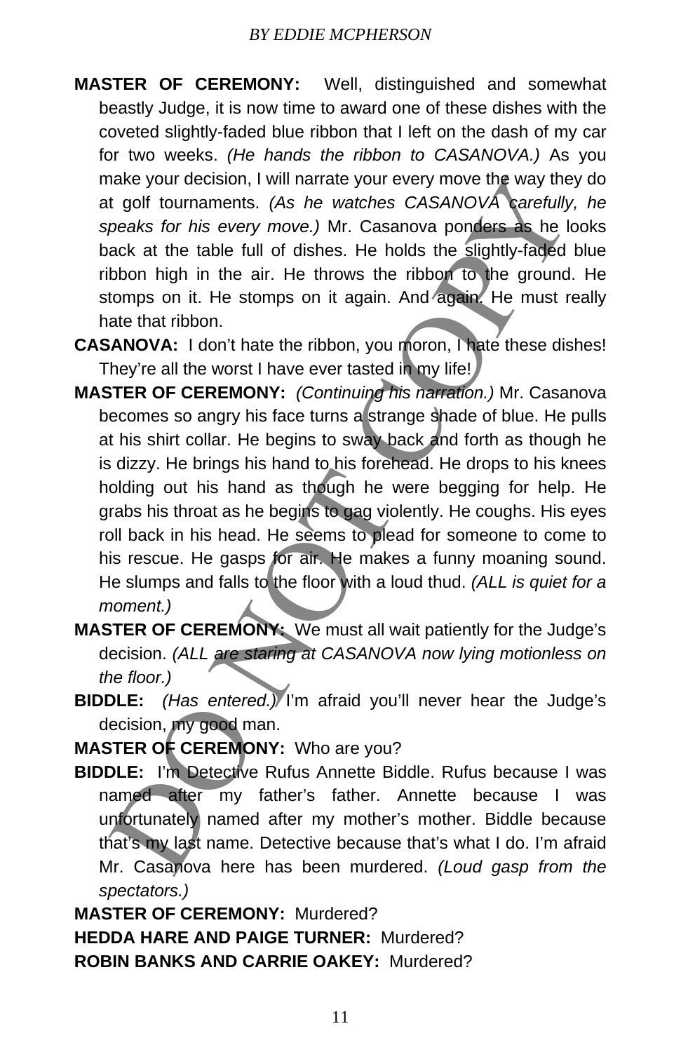**MASTER OF CEREMONY:** Well, distinguished and somewhat beastly Judge, it is now time to award one of these dishes with the coveted slightly-faded blue ribbon that I left on the dash of my car for two weeks. *(He hands the ribbon to CASANOVA.)* As you make your decision, I will narrate your every move the way they do at golf tournaments. *(As he watches CASANOVA carefully, he speaks for his every move.)* Mr. Casanova ponders as he looks back at the table full of dishes. He holds the slightly-faded blue ribbon high in the air. He throws the ribbon to the ground. He stomps on it. He stomps on it again. And again. He must really hate that ribbon.

**CASANOVA:** I don't hate the ribbon, you moron, I hate these dishes! They're all the worst I have ever tasted in my life!

**MASTER OF CEREMONY:** *(Continuing his narration.)* Mr. Casanova becomes so angry his face turns a strange shade of blue. He pulls at his shirt collar. He begins to sway back and forth as though he is dizzy. He brings his hand to his forehead. He drops to his knees holding out his hand as though he were begging for help. He grabs his throat as he begins to gag violently. He coughs. His eyes roll back in his head. He seems to plead for someone to come to his rescue. He gasps for air. He makes a funny moaning sound. He slumps and falls to the floor with a loud thud. *(ALL is quiet for a moment.)*

**MASTER OF CEREMONY:** We must all wait patiently for the Judge's decision. *(ALL are staring at CASANOVA now lying motionless on the floor.)*

**BIDDLE:** *(Has entered.)* I'm afraid you'll never hear the Judge's decision, my good man.

**MASTER OF CEREMONY:** Who are you?

**BIDDLE:** I'm Detective Rufus Annette Biddle. Rufus because I was named after my father's father. Annette because I was unfortunately named after my mother's mother. Biddle because that's my last name. Detective because that's what I do. I'm afraid Mr. Casanova here has been murdered. *(Loud gasp from the spectators.)*

**MASTER OF CEREMONY:** Murdered?

**HEDDA HARE AND PAIGE TURNER:** Murdered?

**ROBIN BANKS AND CARRIE OAKEY:** Murdered?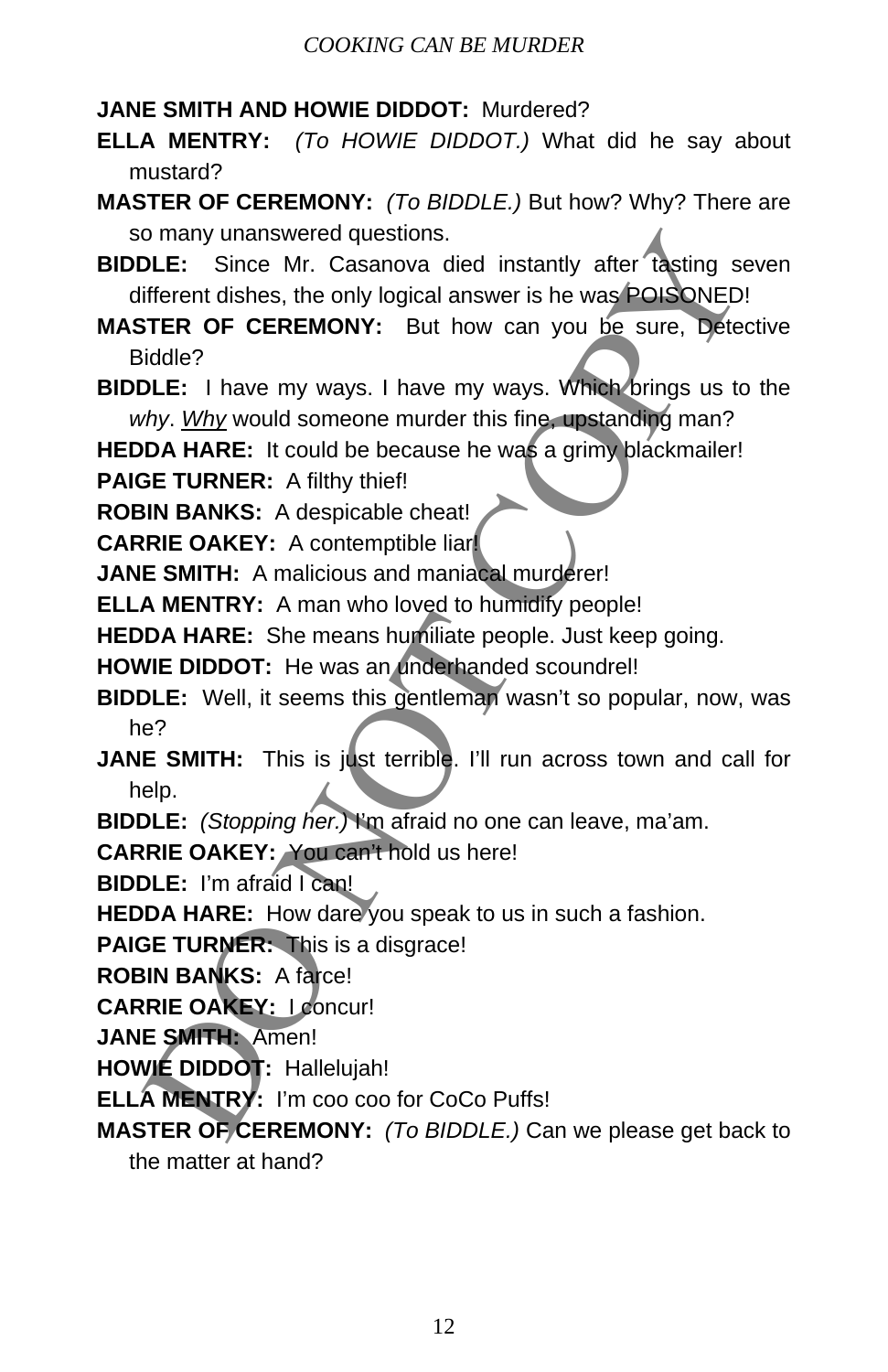**JANE SMITH AND HOWIE DIDDOT:** Murdered?

**ELLA MENTRY:** *(To HOWIE DIDDOT.)* What did he say about mustard?

**MASTER OF CEREMONY:** *(To BIDDLE.)* But how? Why? There are so many unanswered questions.

**BIDDLE:** Since Mr. Casanova died instantly after tasting seven different dishes, the only logical answer is he was POISONED!

**MASTER OF CEREMONY:** But how can you be sure, Detective Biddle?

**BIDDLE:** I have my ways. I have my ways. Which brings us to the *why*. *<u>Why</u>* would someone murder this fine, upstanding man?

**HEDDA HARE:** It could be because he was a grimy blackmailer!

**PAIGE TURNER:** A filthy thief!

**ROBIN BANKS:** A despicable cheat!

**CARRIE OAKEY:** A contemptible liar!

**JANE SMITH:** A malicious and maniacal murderer!

**ELLA MENTRY:** A man who loved to humidify people!

**HEDDA HARE:** She means humiliate people. Just keep going.

**HOWIE DIDDOT:** He was an underhanded scoundrel!

**BIDDLE:** Well, it seems this gentleman wasn't so popular, now, was he?

**JANE SMITH:** This is just terrible. I'll run across town and call for help.

**BIDDLE:** *(Stopping her.)* I'm afraid no one can leave, ma'am.

**CARRIE OAKEY:** You can't hold us here!

**BIDDLE:** I'm afraid I can!

**HEDDA HARE:** How dare you speak to us in such a fashion.

**PAIGE TURNER:** This is a disgrace!

**ROBIN BANKS:** A farce!

**CARRIE OAKEY:** I concur!

**JANE SMITH:** Amen!

**HOWIE DIDDOT:** Hallelujah!

**ELLA MENTRY:** I'm coo coo for CoCo Puffs!

**MASTER OF CEREMONY:** *(To BIDDLE.)* Can we please get back to the matter at hand?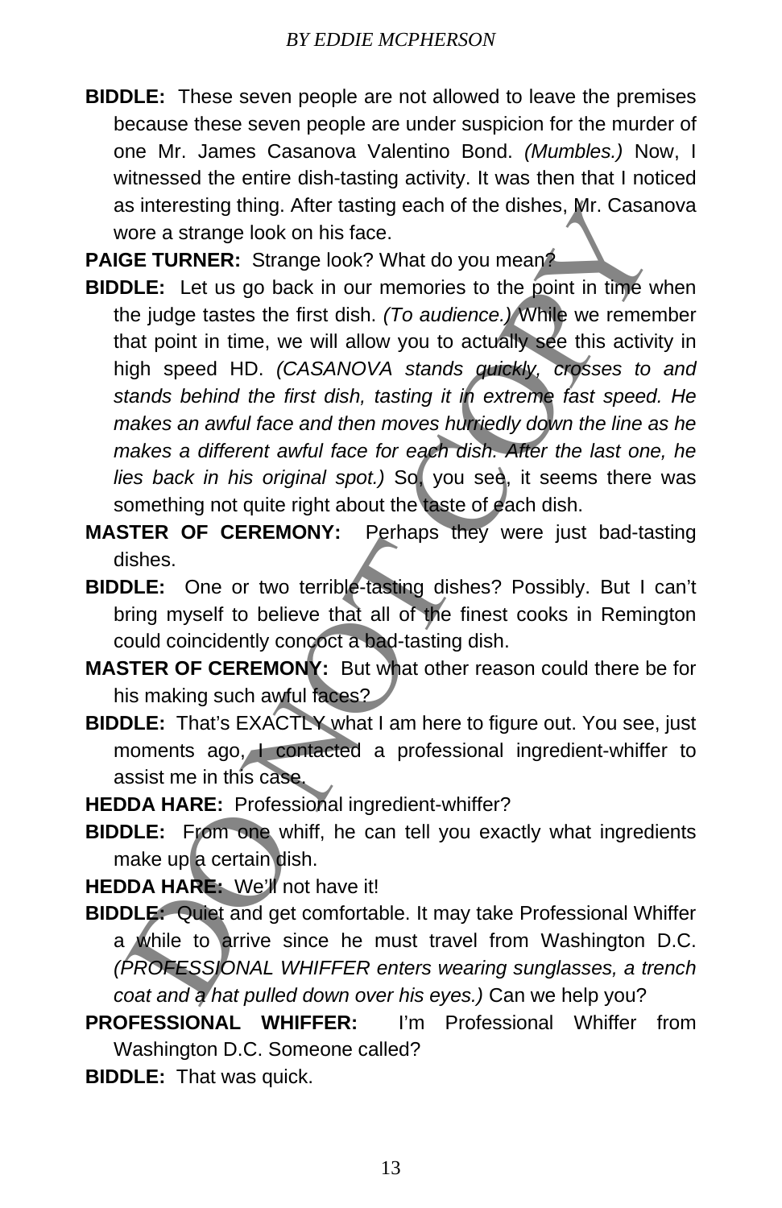**BIDDLE:** These seven people are not allowed to leave the premises because these seven people are under suspicion for the murder of one Mr. James Casanova Valentino Bond. *(Mumbles.)* Now, I witnessed the entire dish-tasting activity. It was then that I noticed as interesting thing. After tasting each of the dishes, Mr. Casanova wore a strange look on his face.

**PAIGE TURNER:** Strange look? What do you mean?

**BIDDLE:** Let us go back in our memories to the point in time when the judge tastes the first dish. *(To audience.)* While we remember that point in time, we will allow you to actually see this activity in high speed HD. *(CASANOVA stands quickly, crosses to and stands behind the first dish, tasting it in extreme fast speed. He makes an awful face and then moves hurriedly down the line as he makes a different awful face for each dish. After the last one, he lies back in his original spot.)* So, you see, it seems there was something not quite right about the taste of each dish.

**MASTER OF CEREMONY:** Perhaps they were just bad-tasting dishes.

**BIDDLE:** One or two terrible-tasting dishes? Possibly. But I can't bring myself to believe that all of the finest cooks in Remington could coincidently concoct a bad-tasting dish.

**MASTER OF CEREMONY:** But what other reason could there be for his making such awful faces?

**BIDDLE:** That's EXACTLY what I am here to figure out. You see, just moments ago, I contacted a professional ingredient-whiffer to assist me in this case.

**HEDDA HARE:** Professional ingredient-whiffer?

**BIDDLE:** From one whiff, he can tell you exactly what ingredients make up a certain dish.

**HEDDA HARE:** We'll not have it!

**BIDDLE:** Quiet and get comfortable. It may take Professional Whiffer a while to arrive since he must travel from Washington D.C. *(PROFESSIONAL WHIFFER enters wearing sunglasses, a trench coat and a hat pulled down over his eyes.)* Can we help you?

**PROFESSIONAL WHIFFER:** I'm Professional Whiffer from Washington D.C. Someone called?

**BIDDLE:** That was quick.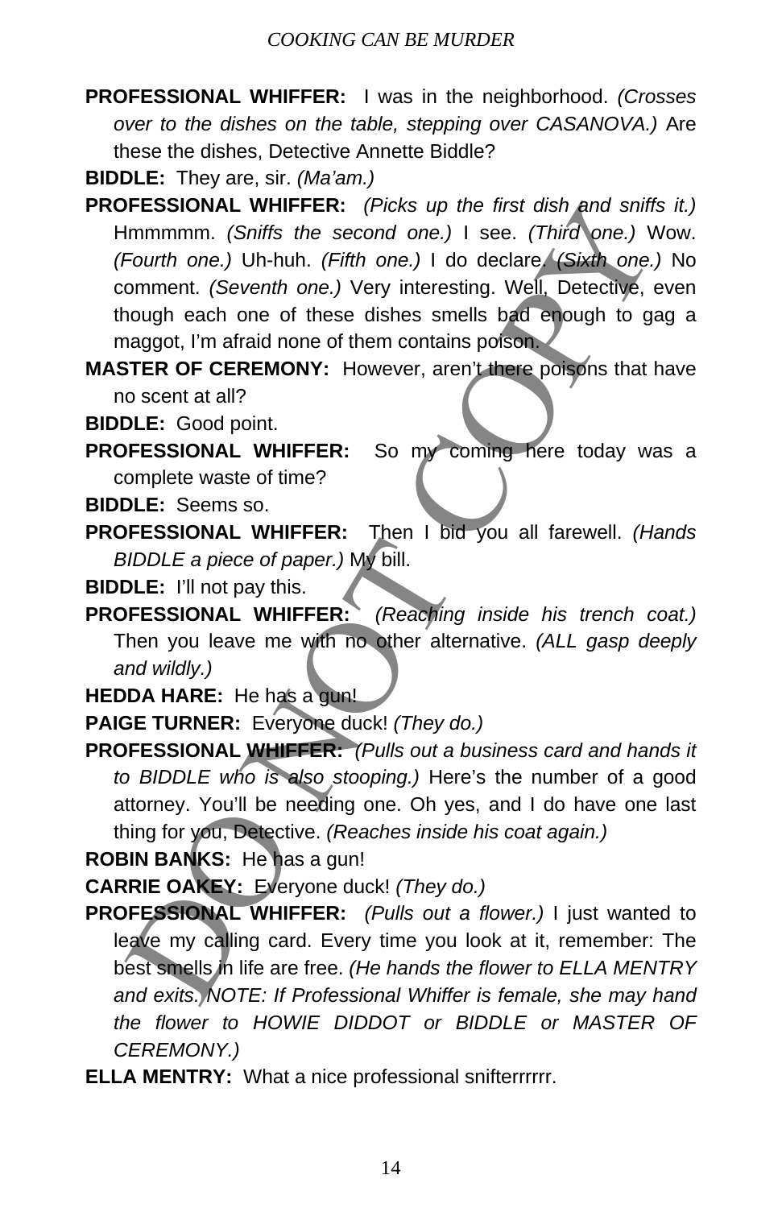**PROFESSIONAL WHIFFER:** I was in the neighborhood. *(Crosses over to the dishes on the table, stepping over CASANOVA.)* Are these the dishes, Detective Annette Biddle?

**BIDDLE:** They are, sir. *(Ma'am.)*

**PROFESSIONAL WHIFFER:** *(Picks up the first dish and sniffs it.)* Hmmmmm. *(Sniffs the second one.)* I see. *(Third one.)* Wow. *(Fourth one.)* Uh-huh. *(Fifth one.)* I do declare. *(Sixth one.)* No comment. *(Seventh one.)* Very interesting. Well, Detective, even though each one of these dishes smells bad enough to gag a maggot, I'm afraid none of them contains poison.

**MASTER OF CEREMONY:** However, aren't there poisons that have no scent at all?

**BIDDLE:** Good point.

**PROFESSIONAL WHIFFER:** So my coming here today was a complete waste of time?

**BIDDLE:** Seems so.

**PROFESSIONAL WHIFFER:** Then I bid you all farewell. *(Hands BIDDLE a piece of paper.)* My bill.

**BIDDLE:** I'll not pay this.

**PROFESSIONAL WHIFFER:** *(Reaching inside his trench coat.)* Then you leave me with no other alternative. *(ALL gasp deeply and wildly.)*

**HEDDA HARE:** He has a gun!

**PAIGE TURNER:** Everyone duck! *(They do.)*

**PROFESSIONAL WHIFFER:** *(Pulls out a business card and hands it to BIDDLE who is also stooping.)* Here's the number of a good attorney. You'll be needing one. Oh yes, and I do have one last thing for you, Detective. *(Reaches inside his coat again.)*

**ROBIN BANKS:** He has a gun!

**CARRIE OAKEY:** Everyone duck! *(They do.)*

**PROFESSIONAL WHIFFER:** *(Pulls out a flower.)* I just wanted to leave my calling card. Every time you look at it, remember: The best smells in life are free. *(He hands the flower to ELLA MENTRY and exits. NOTE: If Professional Whiffer is female, she may hand the flower to HOWIE DIDDOT or BIDDLE or MASTER OF CEREMONY.)*

**ELLA MENTRY:** What a nice professional snifterrrrrr.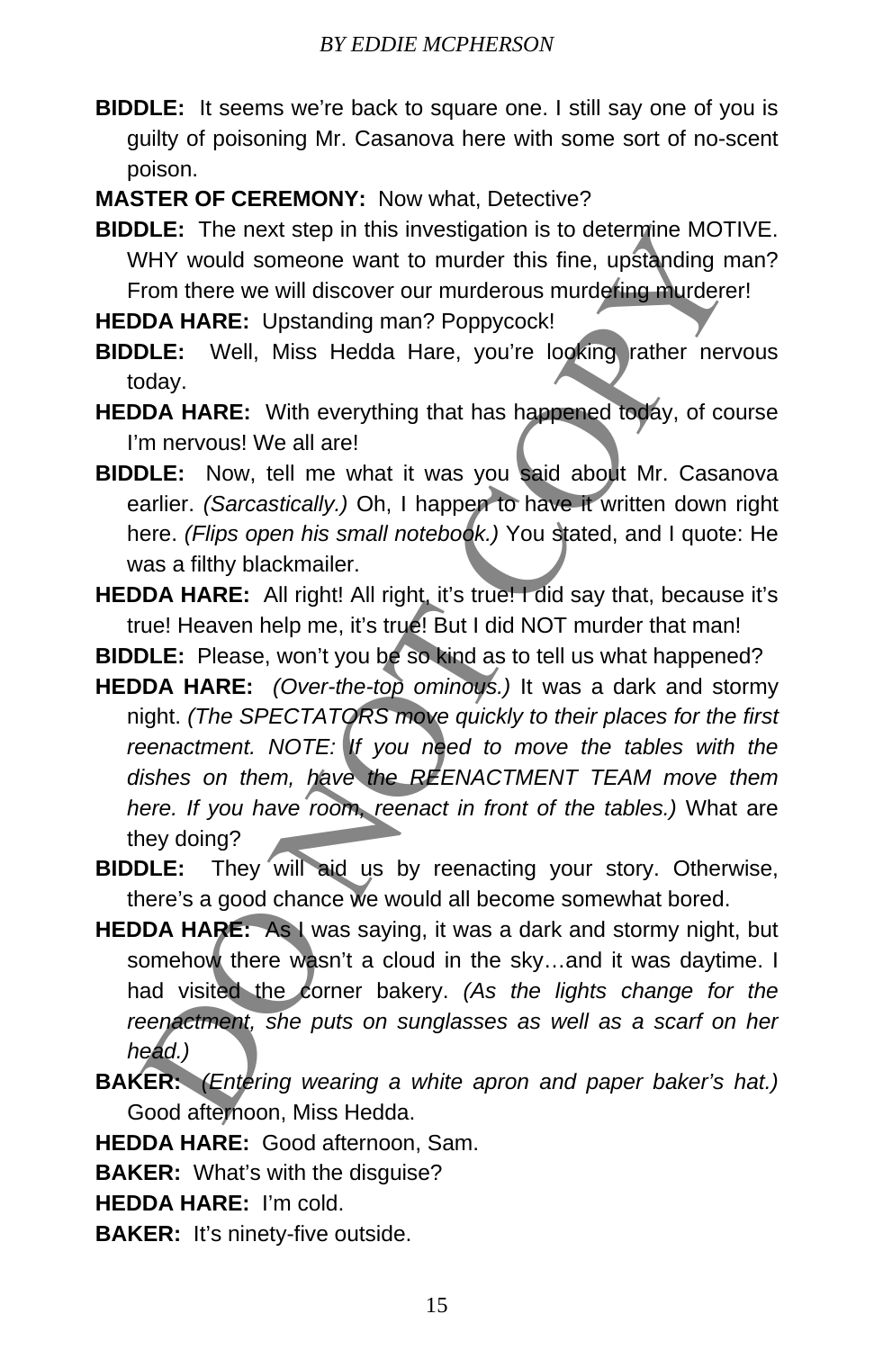**BIDDLE:** It seems we're back to square one. I still say one of you is guilty of poisoning Mr. Casanova here with some sort of no-scent poison.

**MASTER OF CEREMONY:** Now what, Detective?

**BIDDLE:** The next step in this investigation is to determine MOTIVE. WHY would someone want to murder this fine, upstanding man? From there we will discover our murderous murdering murderer!

**HEDDA HARE:** Upstanding man? Poppycock!

**BIDDLE:** Well, Miss Hedda Hare, you're looking rather nervous today.

**HEDDA HARE:** With everything that has happened today, of course I'm nervous! We all are!

**BIDDLE:** Now, tell me what it was you said about Mr. Casanova earlier. *(Sarcastically.)* Oh, I happen to have it written down right here. *(Flips open his small notebook.)* You stated, and I quote: He was a filthy blackmailer.

**HEDDA HARE:** All right! All right, it's true! I did say that, because it's true! Heaven help me, it's true! But I did NOT murder that man!

**BIDDLE:** Please, won't you be so kind as to tell us what happened?

**HEDDA HARE:** *(Over-the-top ominous.)* It was a dark and stormy night. *(The SPECTATORS move quickly to their places for the first reenactment. NOTE: If you need to move the tables with the dishes on them, have the REENACTMENT TEAM move them here. If you have room, reenact in front of the tables.)* What are they doing?

**BIDDLE:** They will aid us by reenacting your story. Otherwise, there's a good chance we would all become somewhat bored.

**HEDDA HARE:** As I was saying, it was a dark and stormy night, but somehow there wasn't a cloud in the sky…and it was daytime. I had visited the corner bakery. *(As the lights change for the reenactment, she puts on sunglasses as well as a scarf on her head.)*

**BAKER:** *(Entering wearing a white apron and paper baker's hat.)* Good afternoon, Miss Hedda.

**HEDDA HARE:** Good afternoon, Sam.

**BAKER:** What's with the disguise?

**HEDDA HARE:** I'm cold.

**BAKER:** It's ninety-five outside.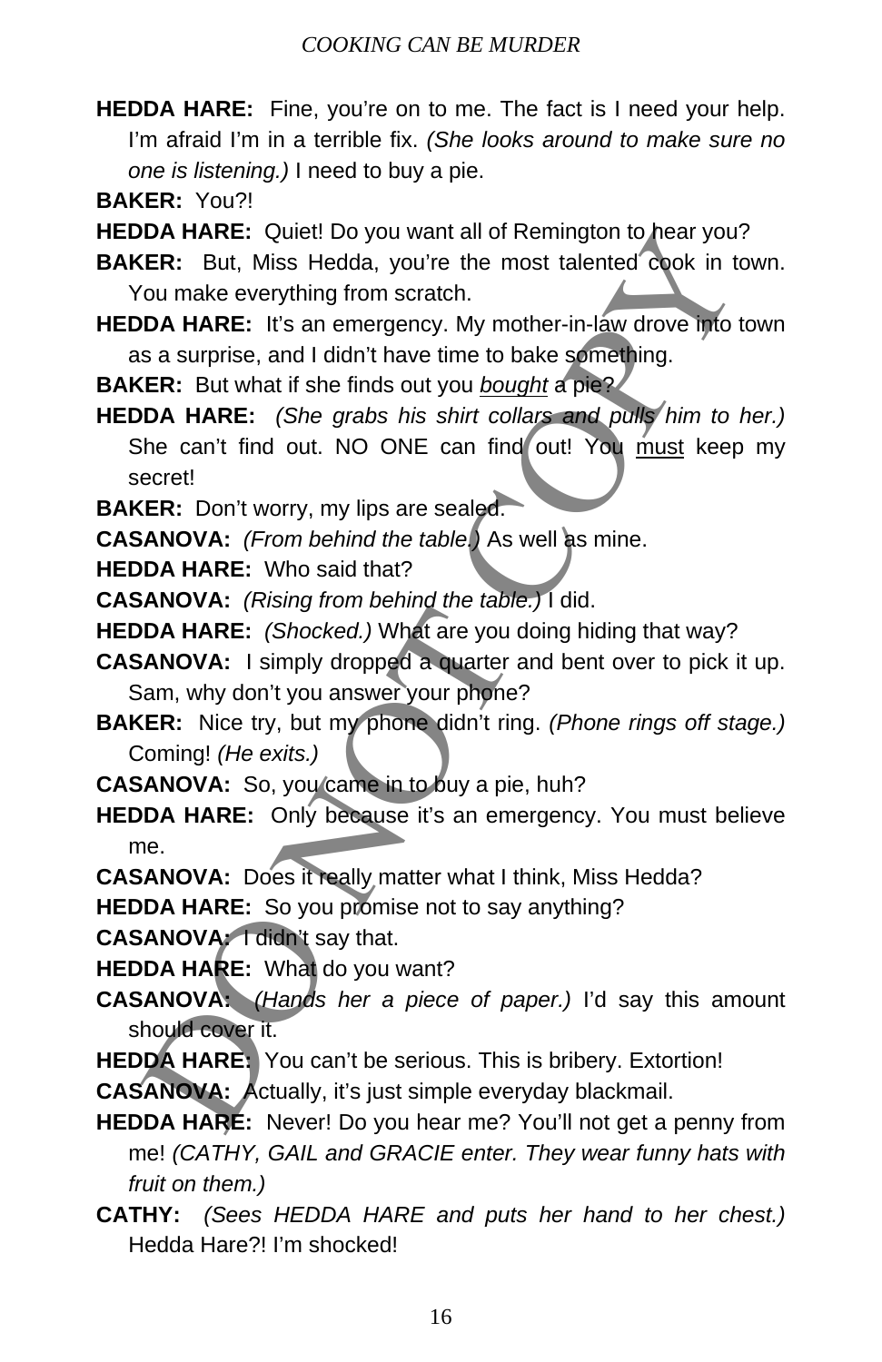**HEDDA HARE:** Fine, you're on to me. The fact is I need your help. I'm afraid I'm in a terrible fix. *(She looks around to make sure no one is listening.)* I need to buy a pie.

**BAKER:** You?!

**HEDDA HARE:** Quiet! Do you want all of Remington to hear you?

**BAKER:** But, Miss Hedda, you're the most talented cook in town. You make everything from scratch.

**HEDDA HARE:** It's an emergency. My mother-in-law drove into town as a surprise, and I didn't have time to bake something.

**BAKER:** But what if she finds out you *bought* a pie?

**HEDDA HARE:** *(She grabs his shirt collars and pulls him to her.)* She can't find out. NO ONE can find out! You must keep my secret!

**BAKER:** Don't worry, my lips are sealed.

**CASANOVA:** *(From behind the table.)* As well as mine.

**HEDDA HARE:** Who said that?

**CASANOVA:** *(Rising from behind the table.)* I did.

**HEDDA HARE:** *(Shocked.)* What are you doing hiding that way?

**CASANOVA:** I simply dropped a quarter and bent over to pick it up. Sam, why don't you answer your phone?

**BAKER:** Nice try, but my phone didn't ring. *(Phone rings off stage.)* Coming! *(He exits.)*

**CASANOVA:** So, you came in to buy a pie, huh?

**HEDDA HARE:** Only because it's an emergency. You must believe me.

**CASANOVA:** Does it really matter what I think, Miss Hedda?

**HEDDA HARE:** So you promise not to say anything?

**CASANOVA:** I didn't say that.

**HEDDA HARE:** What do you want?

**CASANOVA:** *(Hands her a piece of paper.)* I'd say this amount should cover it.

**HEDDA HARE:** You can't be serious. This is bribery. Extortion!

**CASANOVA:** Actually, it's just simple everyday blackmail.

**HEDDA HARE:** Never! Do you hear me? You'll not get a penny from me! *(CATHY, GAIL and GRACIE enter. They wear funny hats with fruit on them.)*

**CATHY:** *(Sees HEDDA HARE and puts her hand to her chest.)* Hedda Hare?! I'm shocked!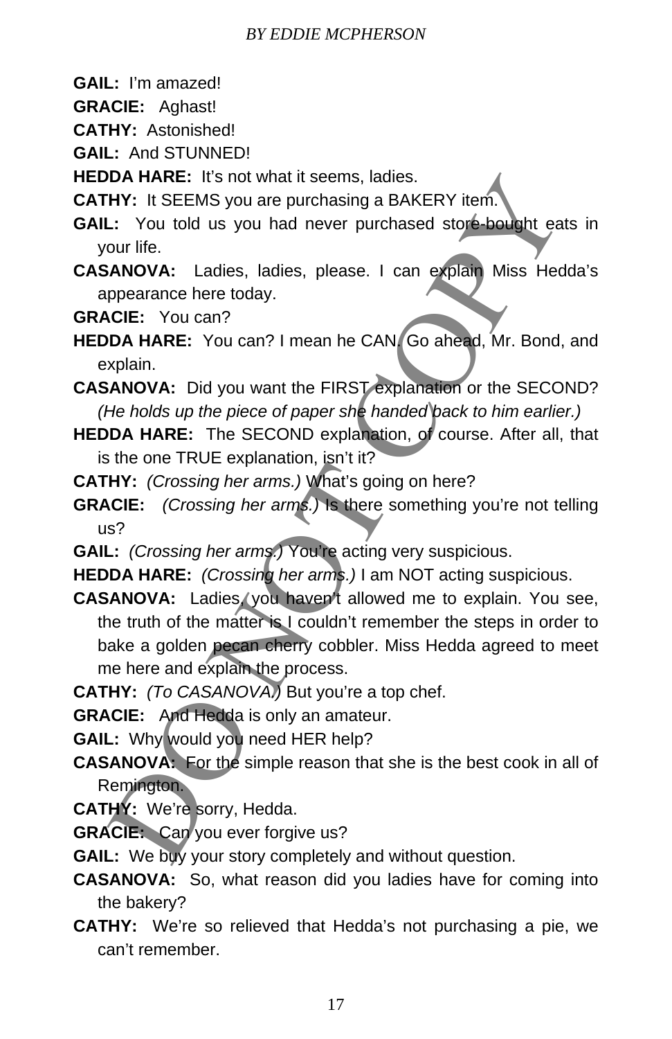**GAIL:** I'm amazed!

**GRACIE:** Aghast!

**CATHY:** Astonished!

**GAIL:** And STUNNED!

**HEDDA HARE:** It's not what it seems, ladies.

**CATHY:** It SEEMS you are purchasing a BAKERY item.

**GAIL:** You told us you had never purchased store-bought eats in your life.

**CASANOVA:** Ladies, ladies, please. I can explain Miss Hedda's appearance here today.

**GRACIE:** You can?

**HEDDA HARE:** You can? I mean he CAN. Go ahead, Mr. Bond, and explain.

**CASANOVA:** Did you want the FIRST explanation or the SECOND? *(He holds up the piece of paper she handed back to him earlier.)*

**HEDDA HARE:** The SECOND explanation, of course. After all, that is the one TRUE explanation, isn't it?

**CATHY:** *(Crossing her arms.)* What's going on here?

**GRACIE:** *(Crossing her arms.)* Is there something you're not telling us?

**GAIL:** *(Crossing her arms.)* You're acting very suspicious.

**HEDDA HARE:** *(Crossing her arms.)* I am NOT acting suspicious.

**CASANOVA:** Ladies, you haven't allowed me to explain. You see, the truth of the matter is I couldn't remember the steps in order to bake a golden pecan cherry cobbler. Miss Hedda agreed to meet me here and explain the process.

**CATHY:** *(To CASANOVA.)* But you're a top chef.

**GRACIE:** And Hedda is only an amateur.

**GAIL:** Why would you need HER help?

**CASANOVA:** For the simple reason that she is the best cook in all of Remington.

**CATHY:** We're sorry, Hedda.

**GRACIE:** Can you ever forgive us?

**GAIL:** We buy your story completely and without question.

**CASANOVA:** So, what reason did you ladies have for coming into the bakery?

**CATHY:** We're so relieved that Hedda's not purchasing a pie, we can't remember.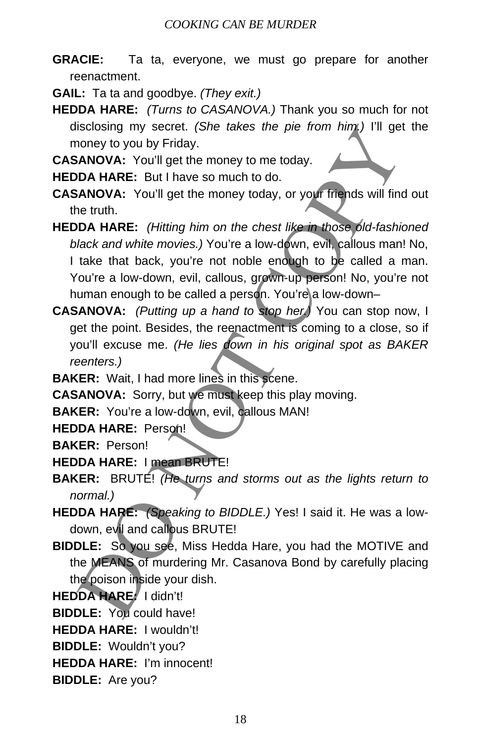**GRACIE:** Ta ta, everyone, we must go prepare for another reenactment.

**GAIL:** Ta ta and goodbye. *(They exit.)*

**HEDDA HARE:** *(Turns to CASANOVA.)* Thank you so much for not disclosing my secret. *(She takes the pie from him.)* I'll get the money to you by Friday.

**CASANOVA:** You'll get the money to me today.

**HEDDA HARE:** But I have so much to do.

**CASANOVA:** You'll get the money today, or your friends will find out the truth.

**HEDDA HARE:** *(Hitting him on the chest like in those old-fashioned black and white movies.)* You're a low-down, evil, callous man! No, I take that back, you're not noble enough to be called a man. You're a low-down, evil, callous, grown-up person! No, you're not human enough to be called a person. You're a low-down–

**CASANOVA:** *(Putting up a hand to stop her.)* You can stop now, I get the point. Besides, the reenactment is coming to a close, so if you'll excuse me. *(He lies down in his original spot as BAKER reenters.)*

**BAKER:** Wait, I had more lines in this scene.

**CASANOVA:** Sorry, but we must keep this play moving.

**BAKER:** You're a low-down, evil, callous MAN!

**HEDDA HARE:** Person!

**BAKER:** Person!

**HEDDA HARE:** I mean BRUTE!

**BAKER:** BRUTE! *(He turns and storms out as the lights return to normal.)*

**HEDDA HARE:** *(Speaking to BIDDLE.)* Yes! I said it. He was a low-down, evil and callous BRUTE!

**BIDDLE:** So you see, Miss Hedda Hare, you had the MOTIVE and the MEANS of murdering Mr. Casanova Bond by carefully placing the poison inside your dish.

**HEDDA HARE:** I didn't!

**BIDDLE:** You could have!

**HEDDA HARE:** I wouldn't!

**BIDDLE:** Wouldn't you?

**HEDDA HARE:** I'm innocent!

**BIDDLE:** Are you?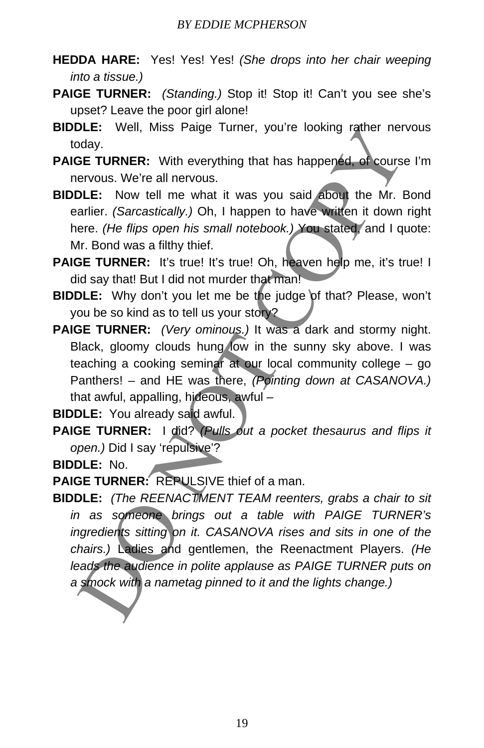**HEDDA HARE:** Yes! Yes! Yes! *(She drops into her chair weeping into a tissue.)*

**PAIGE TURNER:** *(Standing.)* Stop it! Stop it! Can't you see she's upset? Leave the poor girl alone!

**BIDDLE:** Well, Miss Paige Turner, you're looking rather nervous today.

**PAIGE TURNER:** With everything that has happened, of course I'm nervous. We're all nervous.

**BIDDLE:** Now tell me what it was you said about the Mr. Bond earlier. *(Sarcastically.)* Oh, I happen to have written it down right here. *(He flips open his small notebook.)* You stated, and I quote: Mr. Bond was a filthy thief.

**PAIGE TURNER:** It's true! It's true! Oh, heaven help me, it's true! I did say that! But I did not murder that man!

**BIDDLE:** Why don't you let me be the judge of that? Please, won't you be so kind as to tell us your story?

**PAIGE TURNER:** *(Very ominous.)* It was a dark and stormy night. Black, gloomy clouds hung low in the sunny sky above. I was teaching a cooking seminar at our local community college – go Panthers! – and HE was there, *(Pointing down at CASANOVA.)* that awful, appalling, hideous, awful –

**BIDDLE:** You already said awful.

**PAIGE TURNER:** I did? *(Pulls out a pocket thesaurus and flips it open.)* Did I say 'repulsive'?

**BIDDLE:** No.

**PAIGE TURNER:** REPULSIVE thief of a man.

**BIDDLE:** *(The REENACTMENT TEAM reenters, grabs a chair to sit in as someone brings out a table with PAIGE TURNER's ingredients sitting on it. CASANOVA rises and sits in one of the chairs.)* Ladies and gentlemen, the Reenactment Players. *(He leads the audience in polite applause as PAIGE TURNER puts on a smock with a nametag pinned to it and the lights change.)*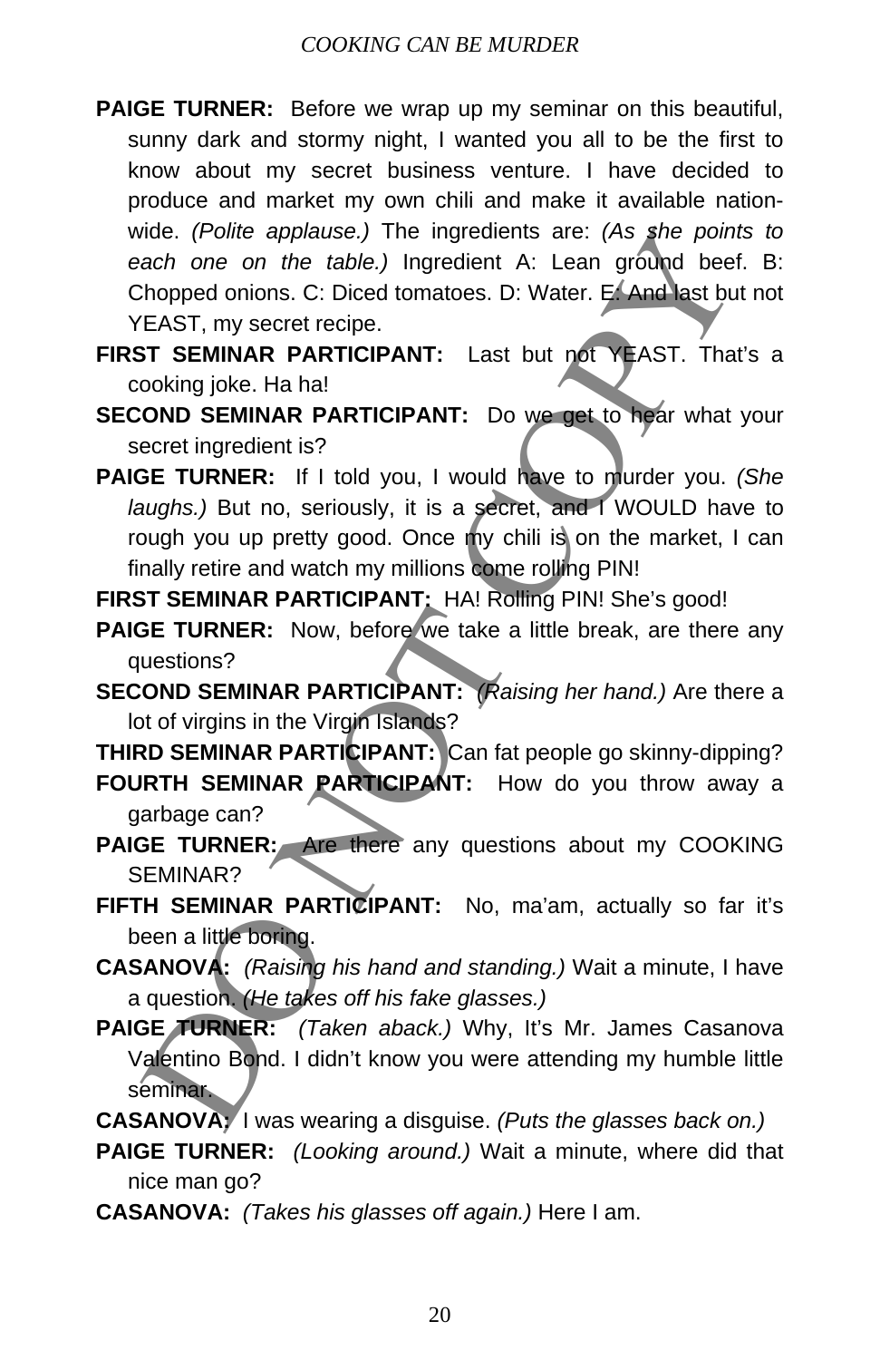**PAIGE TURNER:** Before we wrap up my seminar on this beautiful, sunny dark and stormy night, I wanted you all to be the first to know about my secret business venture. I have decided to produce and market my own chili and make it available nation-wide. *(Polite applause.)* The ingredients are: *(As she points to each one on the table.)* Ingredient A: Lean ground beef. B: Chopped onions. C: Diced tomatoes. D: Water. E: And last but not YEAST, my secret recipe.

**FIRST SEMINAR PARTICIPANT:** Last but not YEAST. That's a cooking joke. Ha ha!

**SECOND SEMINAR PARTICIPANT:** Do we get to hear what your secret ingredient is?

**PAIGE TURNER:** If I told you, I would have to murder you. *(She laughs.)* But no, seriously, it is a secret, and I WOULD have to rough you up pretty good. Once my chili is on the market, I can finally retire and watch my millions come rolling PIN!

**FIRST SEMINAR PARTICIPANT:** HA! Rolling PIN! She's good!

**PAIGE TURNER:** Now, before we take a little break, are there any questions?

**SECOND SEMINAR PARTICIPANT:** *(Raising her hand.)* Are there a lot of virgins in the Virgin Islands?

**THIRD SEMINAR PARTICIPANT:** Can fat people go skinny-dipping?

**FOURTH SEMINAR PARTICIPANT:** How do you throw away a garbage can?

**PAIGE TURNER:** Are there any questions about my COOKING SEMINAR?

**FIFTH SEMINAR PARTICIPANT:** No, ma'am, actually so far it's been a little boring.

**CASANOVA:** *(Raising his hand and standing.)* Wait a minute, I have a question. *(He takes off his fake glasses.)*

**PAIGE TURNER:** *(Taken aback.)* Why, It's Mr. James Casanova Valentino Bond. I didn't know you were attending my humble little seminar.

**CASANOVA:** I was wearing a disguise. *(Puts the glasses back on.)*

**PAIGE TURNER:** *(Looking around.)* Wait a minute, where did that nice man go?

**CASANOVA:** *(Takes his glasses off again.)* Here I am.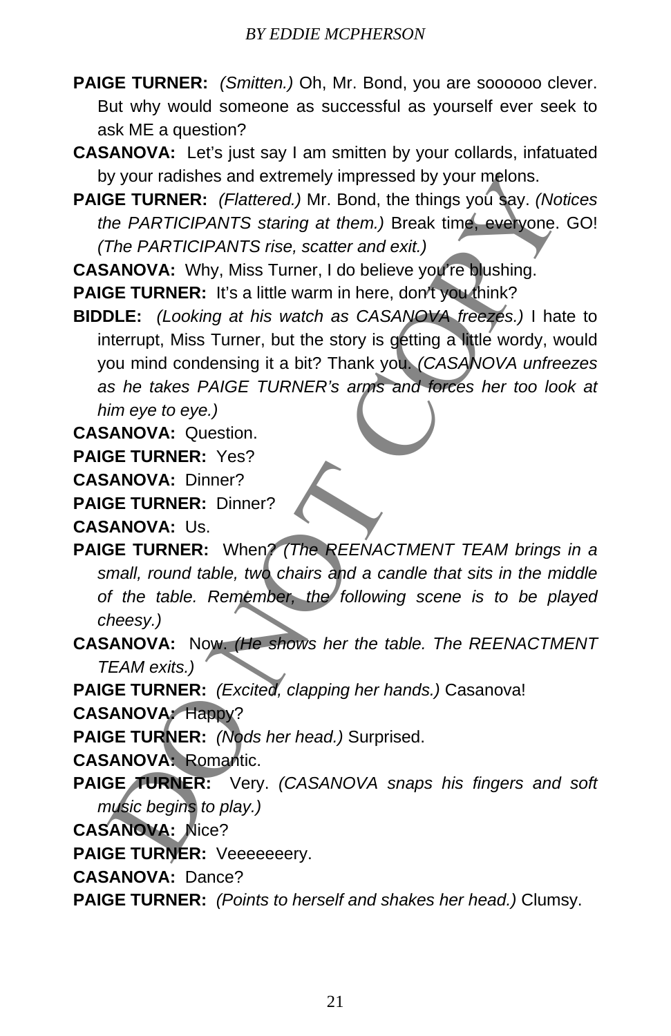**PAIGE TURNER:** *(Smitten.)* Oh, Mr. Bond, you are soooooo clever. But why would someone as successful as yourself ever seek to ask ME a question?

**CASANOVA:** Let's just say I am smitten by your collards, infatuated by your radishes and extremely impressed by your melons.

**PAIGE TURNER:** *(Flattered.)* Mr. Bond, the things you say. *(Notices the PARTICIPANTS staring at them.)* Break time, everyone. GO! *(The PARTICIPANTS rise, scatter and exit.)*

**CASANOVA:** Why, Miss Turner, I do believe you're blushing.

**PAIGE TURNER:** It's a little warm in here, don't you think?

**BIDDLE:** *(Looking at his watch as CASANOVA freezes.)* I hate to interrupt, Miss Turner, but the story is getting a little wordy, would you mind condensing it a bit? Thank you. *(CASANOVA unfreezes as he takes PAIGE TURNER's arms and forces her too look at him eye to eye.)*

**CASANOVA:** Question.

**PAIGE TURNER:** Yes?

**CASANOVA:** Dinner?

**PAIGE TURNER:** Dinner?

**CASANOVA:** Us.

**PAIGE TURNER:** When? *(The REENACTMENT TEAM brings in a small, round table, two chairs and a candle that sits in the middle of the table. Remember, the following scene is to be played cheesy.)*

**CASANOVA:** Now. *(He shows her the table. The REENACTMENT TEAM exits.)*

**PAIGE TURNER:** *(Excited, clapping her hands.)* Casanova!

**CASANOVA:** Happy?

**PAIGE TURNER:** *(Nods her head.)* Surprised.

**CASANOVA:** Romantic.

**PAIGE TURNER:** Very. *(CASANOVA snaps his fingers and soft music begins to play.)*

**CASANOVA:** Nice?

**PAIGE TURNER:** Veeeeeeery.

**CASANOVA:** Dance?

**PAIGE TURNER:** *(Points to herself and shakes her head.)* Clumsy.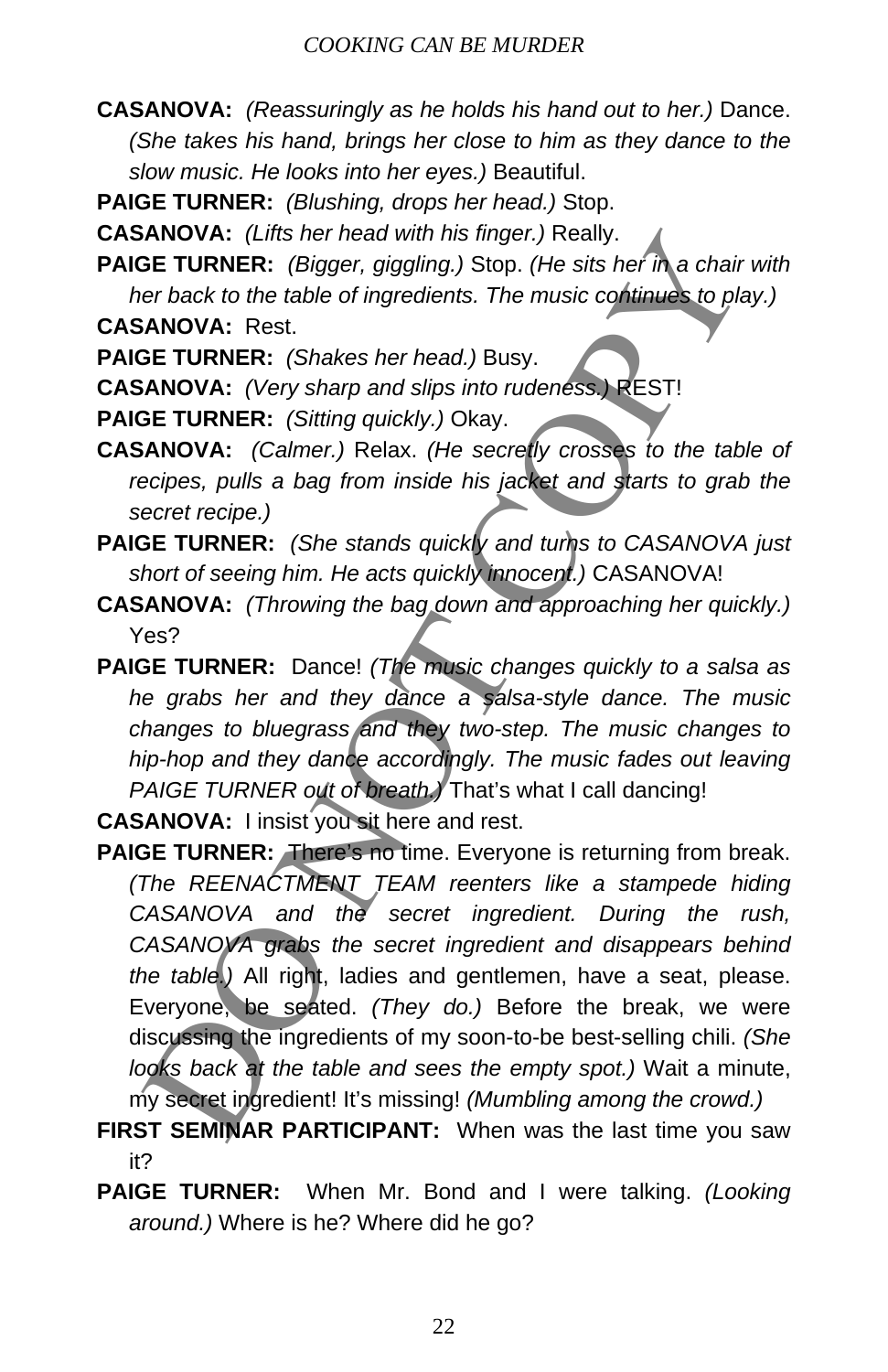**CASANOVA:** *(Reassuringly as he holds his hand out to her.)* Dance. *(She takes his hand, brings her close to him as they dance to the slow music. He looks into her eyes.)* Beautiful.

**PAIGE TURNER:** *(Blushing, drops her head.)* Stop.

**CASANOVA:** *(Lifts her head with his finger.)* Really.

**PAIGE TURNER:** *(Bigger, giggling.)* Stop. *(He sits her in a chair with her back to the table of ingredients. The music continues to play.)*

**CASANOVA:** Rest.

**PAIGE TURNER:** *(Shakes her head.)* Busy.

**CASANOVA:** *(Very sharp and slips into rudeness.)* REST!

**PAIGE TURNER:** *(Sitting quickly.)* Okay.

**CASANOVA:** *(Calmer.)* Relax. *(He secretly crosses to the table of recipes, pulls a bag from inside his jacket and starts to grab the secret recipe.)*

**PAIGE TURNER:** *(She stands quickly and turns to CASANOVA just short of seeing him. He acts quickly innocent.)* CASANOVA!

**CASANOVA:** *(Throwing the bag down and approaching her quickly.)* Yes?

**PAIGE TURNER:** Dance! *(The music changes quickly to a salsa as he grabs her and they dance a salsa-style dance. The music changes to bluegrass and they two-step. The music changes to hip-hop and they dance accordingly. The music fades out leaving PAIGE TURNER out of breath.)* That's what I call dancing!

**CASANOVA:** I insist you sit here and rest.

**PAIGE TURNER:** There's no time. Everyone is returning from break. *(The REENACTMENT TEAM reenters like a stampede hiding CASANOVA and the secret ingredient. During the rush, CASANOVA grabs the secret ingredient and disappears behind the table.)* All right, ladies and gentlemen, have a seat, please. Everyone, be seated. *(They do.)* Before the break, we were discussing the ingredients of my soon-to-be best-selling chili. *(She looks back at the table and sees the empty spot.)* Wait a minute, my secret ingredient! It's missing! *(Mumbling among the crowd.)*

**FIRST SEMINAR PARTICIPANT:** When was the last time you saw it?

**PAIGE TURNER:** When Mr. Bond and I were talking. *(Looking around.)* Where is he? Where did he go?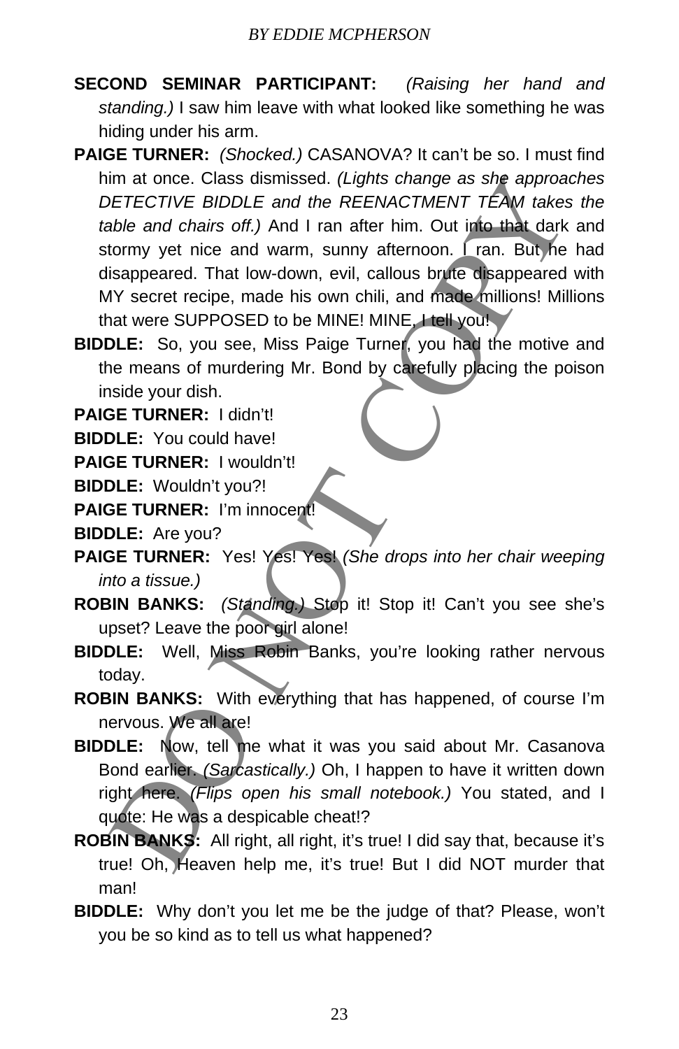**SECOND SEMINAR PARTICIPANT:** *(Raising her hand and standing.)* I saw him leave with what looked like something he was hiding under his arm.

**PAIGE TURNER:** *(Shocked.)* CASANOVA? It can't be so. I must find him at once. Class dismissed. *(Lights change as she approaches DETECTIVE BIDDLE and the REENACTMENT TEAM takes the table and chairs off.)* And I ran after him. Out into that dark and stormy yet nice and warm, sunny afternoon. I ran. But he had disappeared. That low-down, evil, callous brute disappeared with MY secret recipe, made his own chili, and made millions! Millions that were SUPPOSED to be MINE! MINE, I tell you!

**BIDDLE:** So, you see, Miss Paige Turner, you had the motive and the means of murdering Mr. Bond by carefully placing the poison inside your dish.

**PAIGE TURNER:** I didn't!

**BIDDLE:** You could have!

**PAIGE TURNER:** I wouldn't!

**BIDDLE:** Wouldn't you?!

**PAIGE TURNER:** I'm innocent!

**BIDDLE:** Are you?

**PAIGE TURNER:** Yes! Yes! Yes! *(She drops into her chair weeping into a tissue.)*

**ROBIN BANKS:** *(Standing.)* Stop it! Stop it! Can't you see she's upset? Leave the poor girl alone!

**BIDDLE:** Well, Miss Robin Banks, you're looking rather nervous today.

**ROBIN BANKS:** With everything that has happened, of course I'm nervous. We all are!

**BIDDLE:** Now, tell me what it was you said about Mr. Casanova Bond earlier. *(Sarcastically.)* Oh, I happen to have it written down right here. *(Flips open his small notebook.)* You stated, and I quote: He was a despicable cheat!?

**ROBIN BANKS:** All right, all right, it's true! I did say that, because it's true! Oh, Heaven help me, it's true! But I did NOT murder that man!

**BIDDLE:** Why don't you let me be the judge of that? Please, won't you be so kind as to tell us what happened?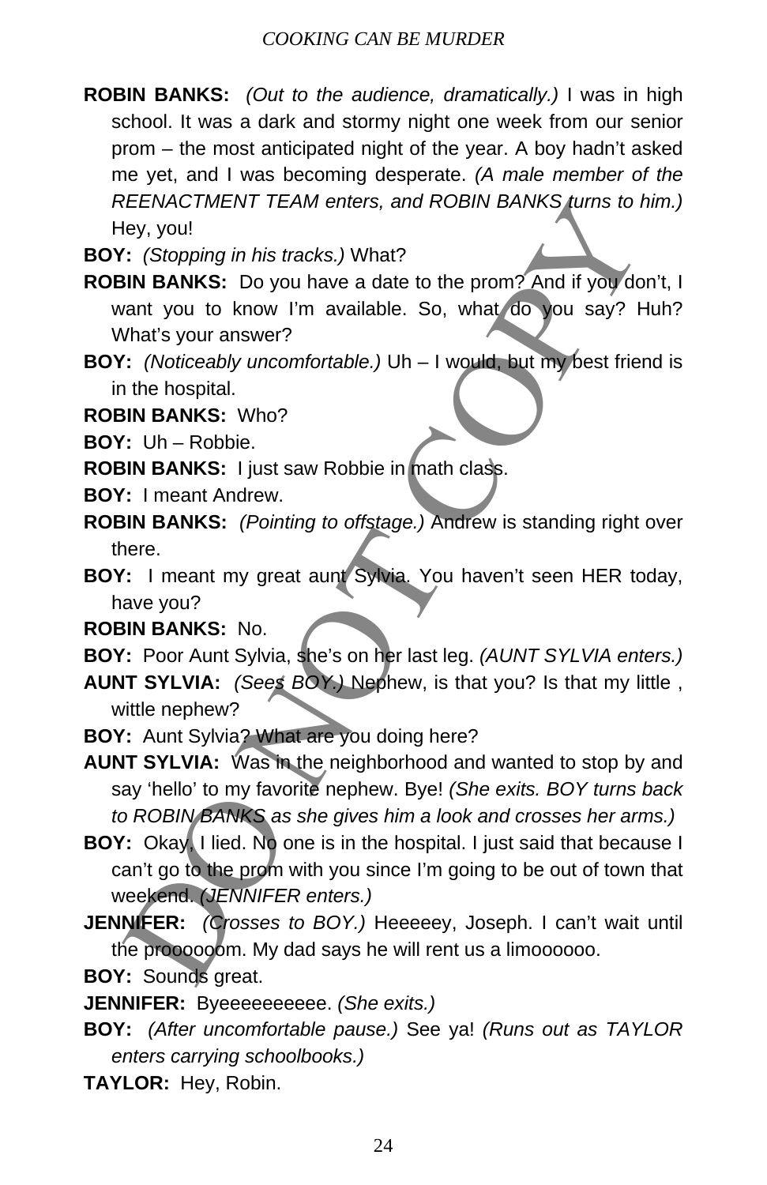**ROBIN BANKS:** *(Out to the audience, dramatically.)* I was in high school. It was a dark and stormy night one week from our senior prom – the most anticipated night of the year. A boy hadn't asked me yet, and I was becoming desperate. *(A male member of the REENACTMENT TEAM enters, and ROBIN BANKS turns to him.)* Hey, you!

**BOY:** *(Stopping in his tracks.)* What?

**ROBIN BANKS:** Do you have a date to the prom? And if you don't, I want you to know I'm available. So, what do you say? Huh? What's your answer?

**BOY:** *(Noticeably uncomfortable.)* Uh – I would, but my best friend is in the hospital.

**ROBIN BANKS:** Who?

**BOY:** Uh – Robbie.

**ROBIN BANKS:** I just saw Robbie in math class.

**BOY:** I meant Andrew.

**ROBIN BANKS:** *(Pointing to offstage.)* Andrew is standing right over there.

**BOY:** I meant my great aunt Sylvia. You haven't seen HER today, have you?

**ROBIN BANKS:** No.

**BOY:** Poor Aunt Sylvia, she's on her last leg. *(AUNT SYLVIA enters.)*

**AUNT SYLVIA:** *(Sees BOY.)* Nephew, is that you? Is that my little , wittle nephew?

**BOY:** Aunt Sylvia? What are you doing here?

**AUNT SYLVIA:** Was in the neighborhood and wanted to stop by and say 'hello' to my favorite nephew. Bye! *(She exits. BOY turns back to ROBIN BANKS as she gives him a look and crosses her arms.)*

**BOY:** Okay, I lied. No one is in the hospital. I just said that because I can't go to the prom with you since I'm going to be out of town that weekend. *(JENNIFER enters.)*

**JENNIFER:** *(Crosses to BOY.)* Heeeeey, Joseph. I can't wait until the prooooooom. My dad says he will rent us a limoooooo.

**BOY:** Sounds great.

**JENNIFER:** Byeeeeeeeeee. *(She exits.)*

**BOY:** *(After uncomfortable pause.)* See ya! *(Runs out as TAYLOR enters carrying schoolbooks.)*

**TAYLOR:** Hey, Robin.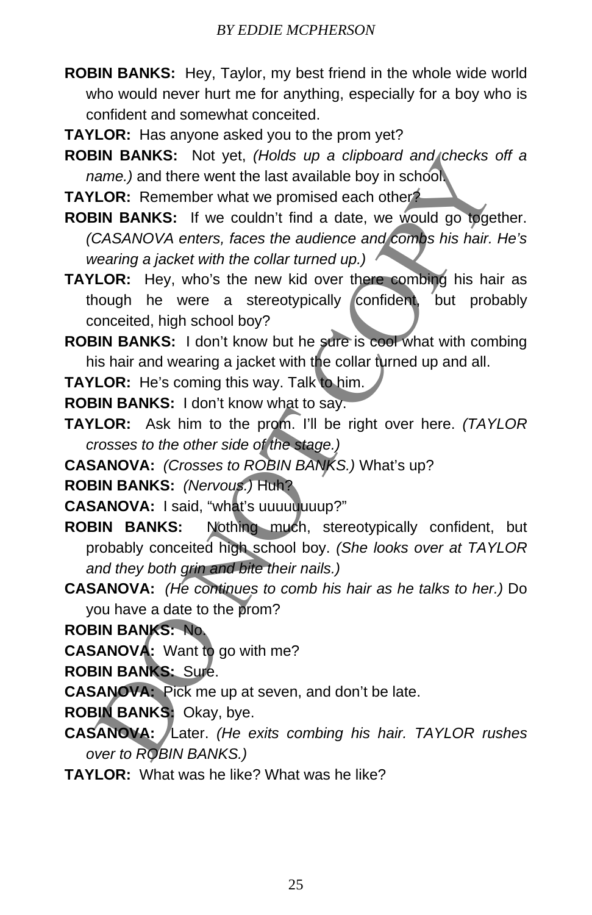**ROBIN BANKS:** Hey, Taylor, my best friend in the whole wide world who would never hurt me for anything, especially for a boy who is confident and somewhat conceited.

**TAYLOR:** Has anyone asked you to the prom yet?

**ROBIN BANKS:** Not yet, *(Holds up a clipboard and checks off a name.)* and there went the last available boy in school.

**TAYLOR:** Remember what we promised each other?

**ROBIN BANKS:** If we couldn't find a date, we would go together. *(CASANOVA enters, faces the audience and combs his hair. He's wearing a jacket with the collar turned up.)*

**TAYLOR:** Hey, who's the new kid over there combing his hair as though he were a stereotypically confident, but probably conceited, high school boy?

**ROBIN BANKS:** I don't know but he sure is cool what with combing his hair and wearing a jacket with the collar turned up and all.

**TAYLOR:** He's coming this way. Talk to him.

**ROBIN BANKS:** I don't know what to say.

**TAYLOR:** Ask him to the prom. I'll be right over here. *(TAYLOR crosses to the other side of the stage.)*

**CASANOVA:** *(Crosses to ROBIN BANKS.)* What's up?

**ROBIN BANKS:** *(Nervous.)* Huh?

**CASANOVA:** I said, "what's uuuuuuuuup?"

**ROBIN BANKS:** Nothing much, stereotypically confident, but probably conceited high school boy. *(She looks over at TAYLOR and they both grin and bite their nails.)*

**CASANOVA:** *(He continues to comb his hair as he talks to her.)* Do you have a date to the prom?

**ROBIN BANKS:** No.

**CASANOVA:** Want to go with me?

**ROBIN BANKS:** Sure.

**CASANOVA:** Pick me up at seven, and don't be late.

**ROBIN BANKS:** Okay, bye.

**CASANOVA:** Later. *(He exits combing his hair. TAYLOR rushes over to ROBIN BANKS.)*

**TAYLOR:** What was he like? What was he like?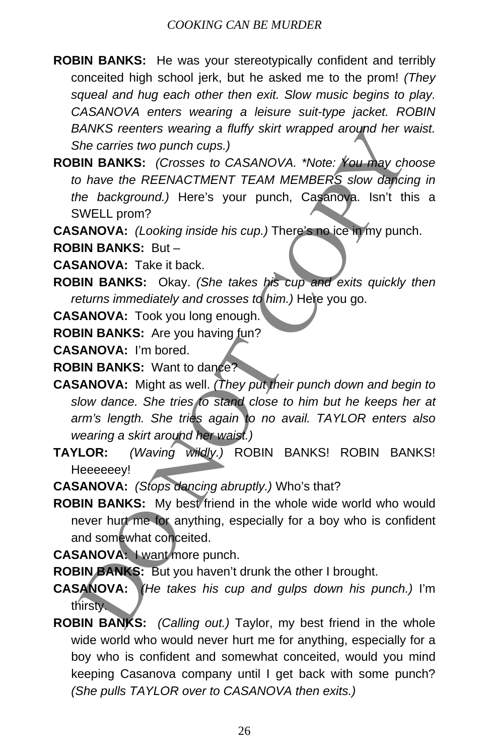**ROBIN BANKS:** He was your stereotypically confident and terribly conceited high school jerk, but he asked me to the prom! *(They squeal and hug each other then exit. Slow music begins to play. CASANOVA enters wearing a leisure suit-type jacket. ROBIN BANKS reenters wearing a fluffy skirt wrapped around her waist. She carries two punch cups.)*

**ROBIN BANKS:** *(Crosses to CASANOVA. *Note: You may choose to have the REENACTMENT TEAM MEMBERS slow dancing in the background.)* Here's your punch, Casanova. Isn't this a SWELL prom?

**CASANOVA:** *(Looking inside his cup.)* There's no ice in my punch.

**ROBIN BANKS:** But –

**CASANOVA:** Take it back.

**ROBIN BANKS:** Okay. *(She takes his cup and exits quickly then returns immediately and crosses to him.)* Here you go.

**CASANOVA:** Took you long enough.

**ROBIN BANKS:** Are you having fun?

**CASANOVA:** I'm bored.

**ROBIN BANKS:** Want to dance?

**CASANOVA:** Might as well. *(They put their punch down and begin to slow dance. She tries to stand close to him but he keeps her at arm's length. She tries again to no avail. TAYLOR enters also wearing a skirt around her waist.)*

**TAYLOR:** *(Waving wildly.)* ROBIN BANKS! ROBIN BANKS! Heeeeeey!

**CASANOVA:** *(Stops dancing abruptly.)* Who's that?

**ROBIN BANKS:** My best friend in the whole wide world who would never hurt me for anything, especially for a boy who is confident and somewhat conceited.

**CASANOVA:** I want more punch.

**ROBIN BANKS:** But you haven't drunk the other I brought.

**CASANOVA:** *(He takes his cup and gulps down his punch.)* I'm thirsty.

**ROBIN BANKS:** *(Calling out.)* Taylor, my best friend in the whole wide world who would never hurt me for anything, especially for a boy who is confident and somewhat conceited, would you mind keeping Casanova company until I get back with some punch? *(She pulls TAYLOR over to CASANOVA then exits.)*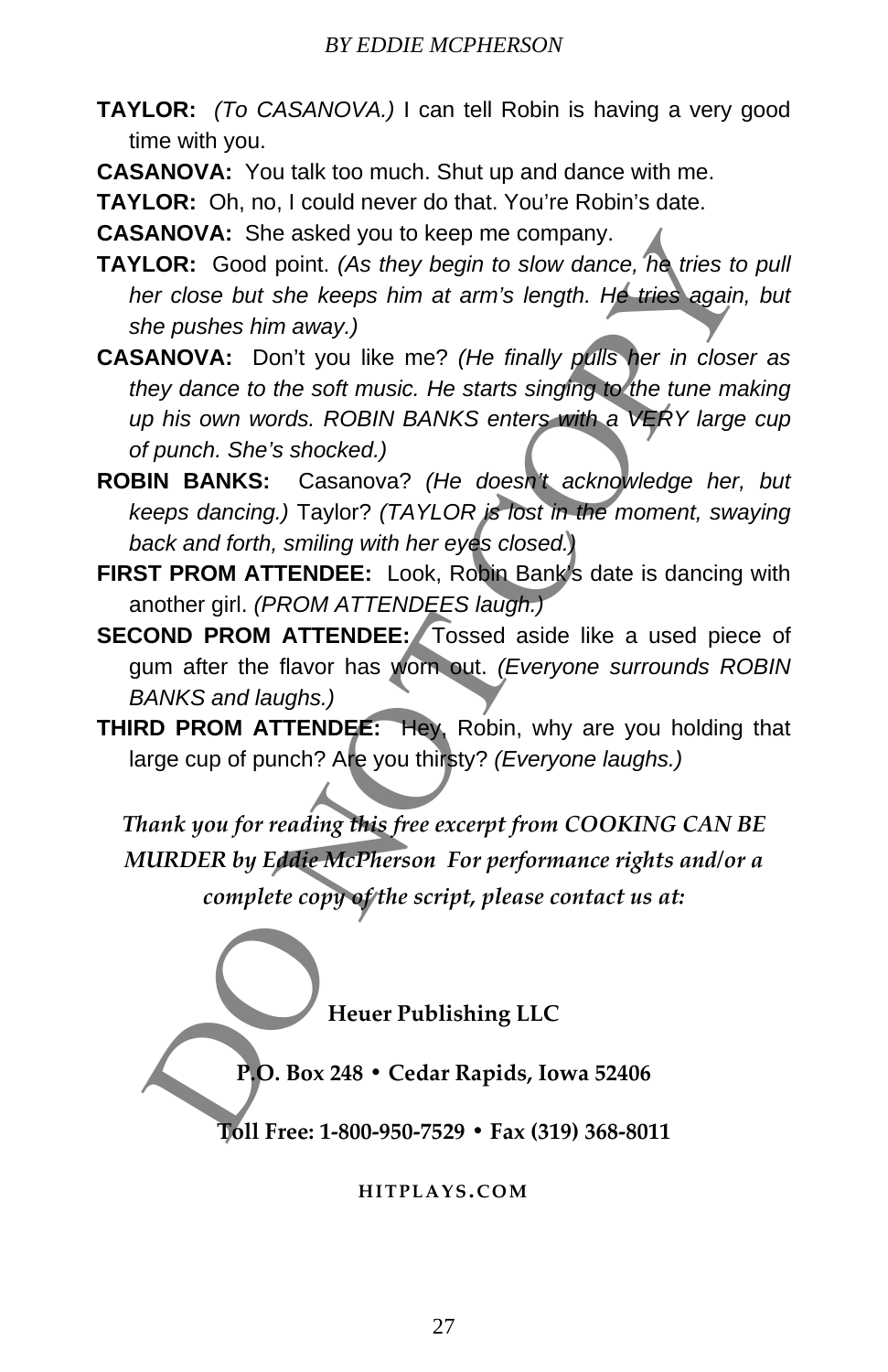**TAYLOR:** *(To CASANOVA.)* I can tell Robin is having a very good time with you.

**CASANOVA:** You talk too much. Shut up and dance with me.

**TAYLOR:** Oh, no, I could never do that. You're Robin's date.

**CASANOVA:** She asked you to keep me company.

**TAYLOR:** Good point. *(As they begin to slow dance, he tries to pull her close but she keeps him at arm's length. He tries again, but she pushes him away.)*

**CASANOVA:** Don't you like me? *(He finally pulls her in closer as they dance to the soft music. He starts singing to the tune making up his own words. ROBIN BANKS enters with a VERY large cup of punch. She's shocked.)*

**ROBIN BANKS:** Casanova? *(He doesn't acknowledge her, but keeps dancing.)* Taylor? *(TAYLOR is lost in the moment, swaying back and forth, smiling with her eyes closed.)*

**FIRST PROM ATTENDEE:** Look, Robin Bank's date is dancing with another girl. *(PROM ATTENDEES laugh.)*

**SECOND PROM ATTENDEE:** Tossed aside like a used piece of gum after the flavor has worn out. *(Everyone surrounds ROBIN BANKS and laughs.)*

**THIRD PROM ATTENDEE:** Hey, Robin, why are you holding that large cup of punch? Are you thirsty? *(Everyone laughs.)*

*Thank you for reading this free excerpt from COOKING CAN BE MURDER by Eddie McPherson For performance rights and/or a complete copy of the script, please contact us at:*

**Heuer Publishing LLC**

**P.O. Box 248 • Cedar Rapids, Iowa 52406**

**Toll Free: 1-800-950-7529 • Fax (319) 368-8011**

**HITPLAYS.COM**